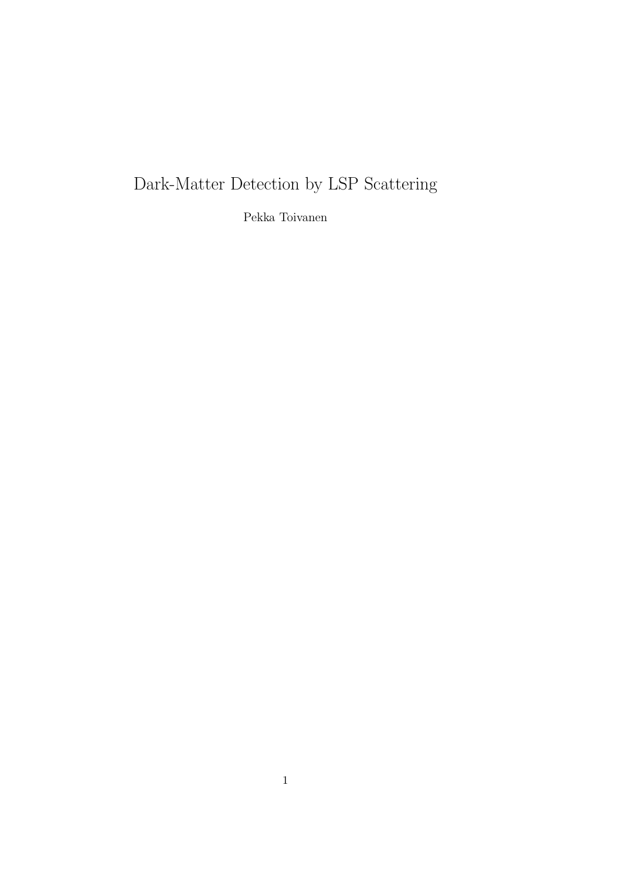# Dark-Matter Detection by LSP Scattering

Pekka Toivanen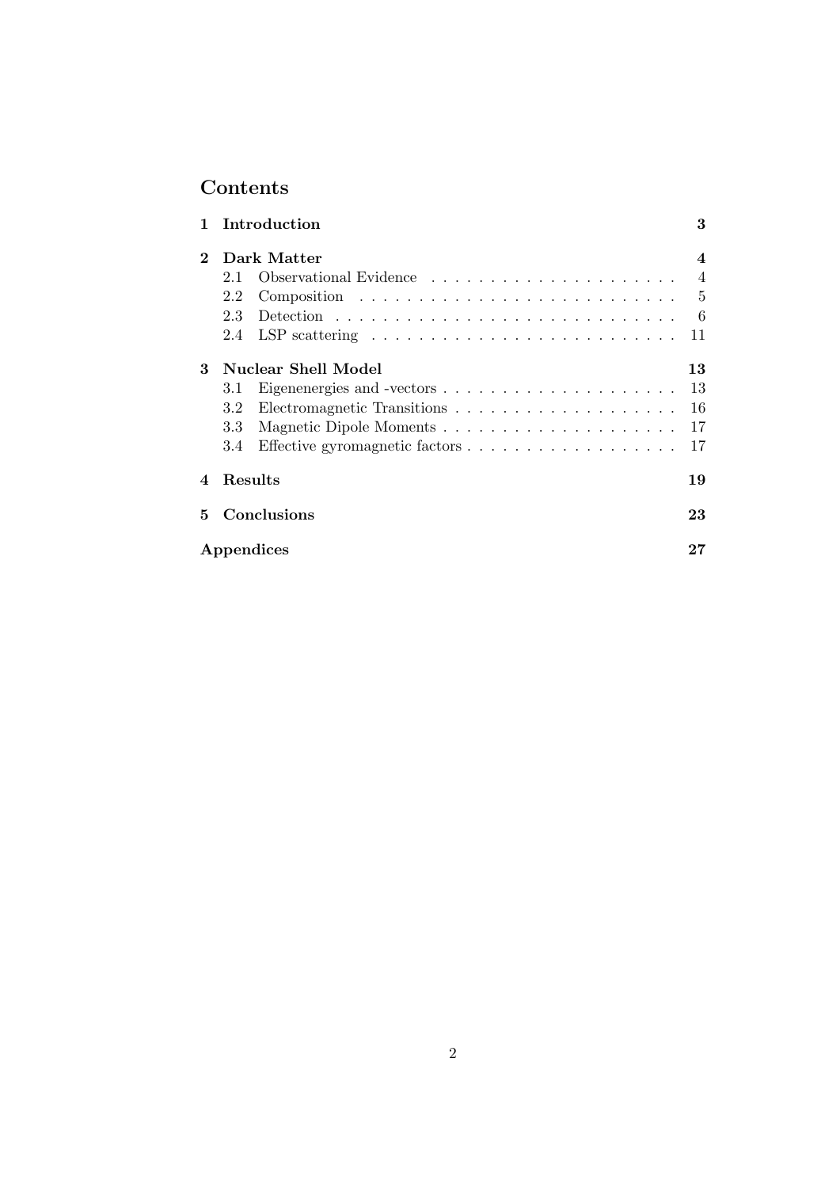# Contents

**1 Introduction** — 3

**2 Dark Matter** — 4

- 2.1 Observational Evidence — 4
- 2.2 Composition — 5
- 2.3 Detection — 6
- 2.4 LSP scattering — 11

**3 Nuclear Shell Model** — 13

- 3.1 Eigenenergies and -vectors — 13
- 3.2 Electromagnetic Transitions — 16
- 3.3 Magnetic Dipole Moments — 17
- 3.4 Effective gyromagnetic factors — 17

**4 Results** — 19

**5 Conclusions** — 23

**Appendices** — 27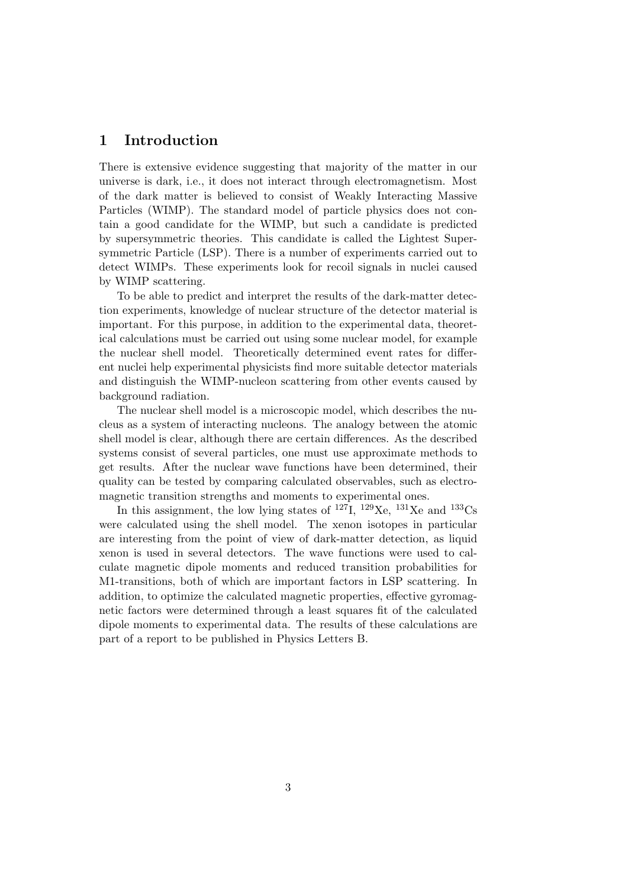# 1 Introduction

There is extensive evidence suggesting that majority of the matter in our universe is dark, i.e., it does not interact through electromagnetism. Most of the dark matter is believed to consist of Weakly Interacting Massive Particles (WIMP). The standard model of particle physics does not contain a good candidate for the WIMP, but such a candidate is predicted by supersymmetric theories. This candidate is called the Lightest Supersymmetric Particle (LSP). There is a number of experiments carried out to detect WIMPs. These experiments look for recoil signals in nuclei caused by WIMP scattering.

To be able to predict and interpret the results of the dark-matter detection experiments, knowledge of nuclear structure of the detector material is important. For this purpose, in addition to the experimental data, theoretical calculations must be carried out using some nuclear model, for example the nuclear shell model. Theoretically determined event rates for different nuclei help experimental physicists find more suitable detector materials and distinguish the WIMP-nucleon scattering from other events caused by background radiation.

The nuclear shell model is a microscopic model, which describes the nucleus as a system of interacting nucleons. The analogy between the atomic shell model is clear, although there are certain differences. As the described systems consist of several particles, one must use approximate methods to get results. After the nuclear wave functions have been determined, their quality can be tested by comparing calculated observables, such as electromagnetic transition strengths and moments to experimental ones.

In this assignment, the low lying states of $^{127}$I, $^{129}$Xe, $^{131}$Xe and $^{133}$Cs were calculated using the shell model. The xenon isotopes in particular are interesting from the point of view of dark-matter detection, as liquid xenon is used in several detectors. The wave functions were used to calculate magnetic dipole moments and reduced transition probabilities for M1-transitions, both of which are important factors in LSP scattering. In addition, to optimize the calculated magnetic properties, effective gyromagnetic factors were determined through a least squares fit of the calculated dipole moments to experimental data. The results of these calculations are part of a report to be published in Physics Letters B.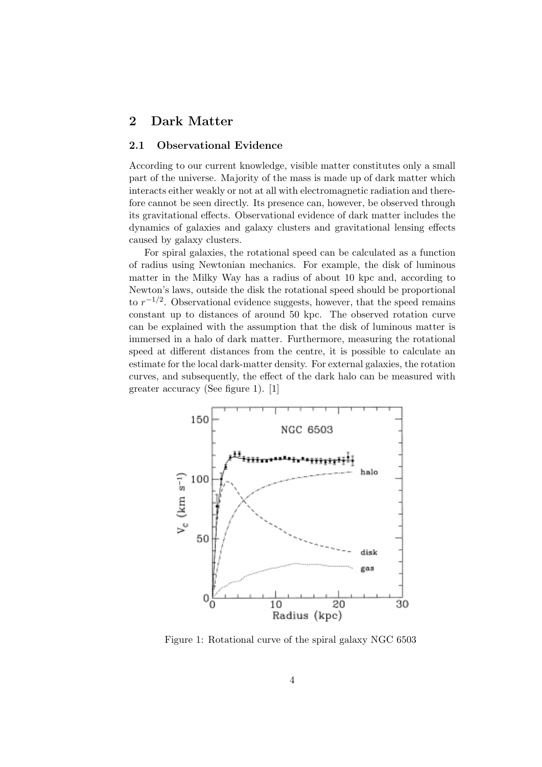## 2 Dark Matter

### 2.1 Observational Evidence

According to our current knowledge, visible matter constitutes only a small part of the universe. Majority of the mass is made up of dark matter which interacts either weakly or not at all with electromagnetic radiation and therefore cannot be seen directly. Its presence can, however, be observed through its gravitational effects. Observational evidence of dark matter includes the dynamics of galaxies and galaxy clusters and gravitational lensing effects caused by galaxy clusters.

For spiral galaxies, the rotational speed can be calculated as a function of radius using Newtonian mechanics. For example, the disk of luminous matter in the Milky Way has a radius of about 10 kpc and, according to Newton's laws, outside the disk the rotational speed should be proportional to $r^{-1/2}$. Observational evidence suggests, however, that the speed remains constant up to distances of around 50 kpc. The observed rotation curve can be explained with the assumption that the disk of luminous matter is immersed in a halo of dark matter. Furthermore, measuring the rotational speed at different distances from the centre, it is possible to calculate an estimate for the local dark-matter density. For external galaxies, the rotation curves, and subsequently, the effect of the dark halo can be measured with greater accuracy (See figure 1). [1]

Figure 1: Rotational curve of the spiral galaxy NGC 6503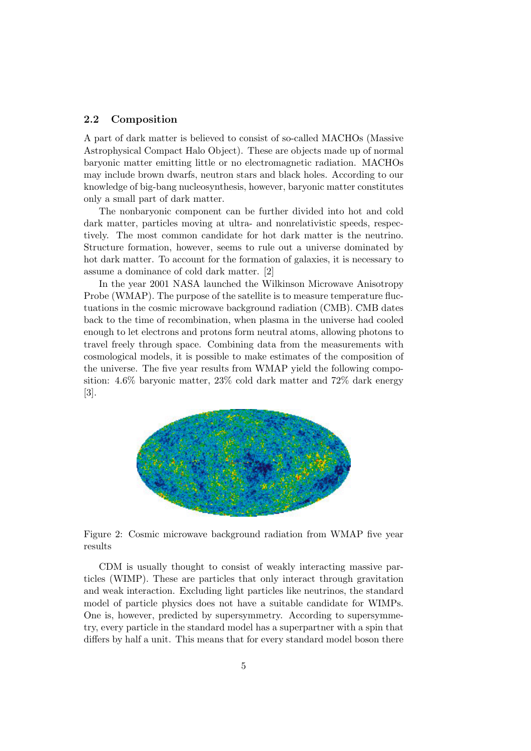### 2.2 Composition

A part of dark matter is believed to consist of so-called MACHOs (Massive Astrophysical Compact Halo Object). These are objects made up of normal baryonic matter emitting little or no electromagnetic radiation. MACHOs may include brown dwarfs, neutron stars and black holes. According to our knowledge of big-bang nucleosynthesis, however, baryonic matter constitutes only a small part of dark matter.

The nonbaryonic component can be further divided into hot and cold dark matter, particles moving at ultra- and nonrelativistic speeds, respectively. The most common candidate for hot dark matter is the neutrino. Structure formation, however, seems to rule out a universe dominated by hot dark matter. To account for the formation of galaxies, it is necessary to assume a dominance of cold dark matter. [2]

In the year 2001 NASA launched the Wilkinson Microwave Anisotropy Probe (WMAP). The purpose of the satellite is to measure temperature fluctuations in the cosmic microwave background radiation (CMB). CMB dates back to the time of recombination, when plasma in the universe had cooled enough to let electrons and protons form neutral atoms, allowing photons to travel freely through space. Combining data from the measurements with cosmological models, it is possible to make estimates of the composition of the universe. The five year results from WMAP yield the following composition: 4.6% baryonic matter, 23% cold dark matter and 72% dark energy [3].

Figure 2: Cosmic microwave background radiation from WMAP five year results

CDM is usually thought to consist of weakly interacting massive particles (WIMP). These are particles that only interact through gravitation and weak interaction. Excluding light particles like neutrinos, the standard model of particle physics does not have a suitable candidate for WIMPs. One is, however, predicted by supersymmetry. According to supersymmetry, every particle in the standard model has a superpartner with a spin that differs by half a unit. This means that for every standard model boson there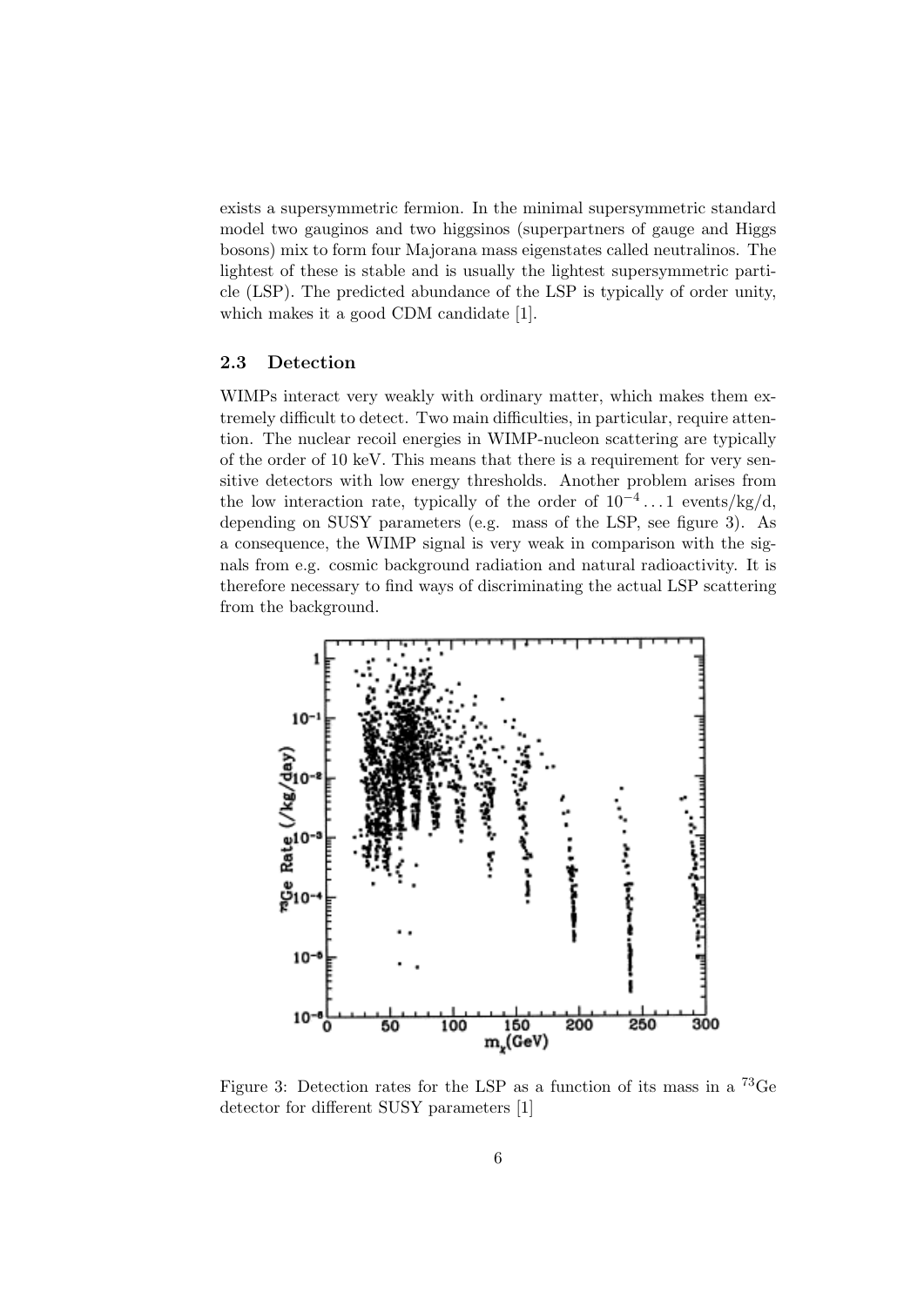exists a supersymmetric fermion. In the minimal supersymmetric standard model two gauginos and two higgsinos (superpartners of gauge and Higgs bosons) mix to form four Majorana mass eigenstates called neutralinos. The lightest of these is stable and is usually the lightest supersymmetric particle (LSP). The predicted abundance of the LSP is typically of order unity, which makes it a good CDM candidate [1].

### 2.3 Detection

WIMPs interact very weakly with ordinary matter, which makes them extremely difficult to detect. Two main difficulties, in particular, require attention. The nuclear recoil energies in WIMP-nucleon scattering are typically of the order of 10 keV. This means that there is a requirement for very sensitive detectors with low energy thresholds. Another problem arises from the low interaction rate, typically of the order of $10^{-4} \ldots 1$ events/kg/d, depending on SUSY parameters (e.g. mass of the LSP, see figure 3). As a consequence, the WIMP signal is very weak in comparison with the signals from e.g. cosmic background radiation and natural radioactivity. It is therefore necessary to find ways of discriminating the actual LSP scattering from the background.

Figure 3: Detection rates for the LSP as a function of its mass in a $^{73}$Ge detector for different SUSY parameters [1]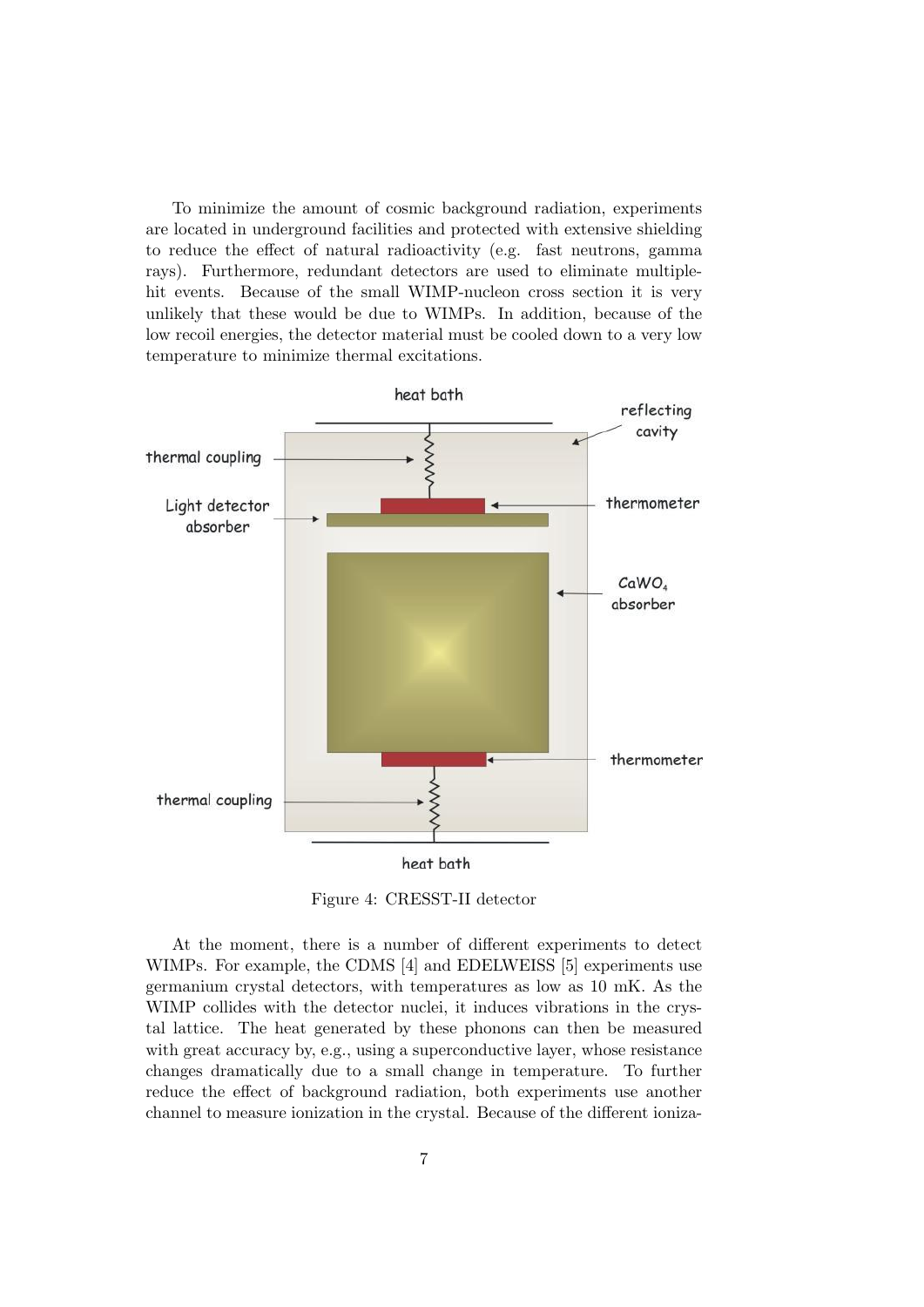To minimize the amount of cosmic background radiation, experiments are located in underground facilities and protected with extensive shielding to reduce the effect of natural radioactivity (e.g. fast neutrons, gamma rays). Furthermore, redundant detectors are used to eliminate multiple-hit events. Because of the small WIMP-nucleon cross section it is very unlikely that these would be due to WIMPs. In addition, because of the low recoil energies, the detector material must be cooled down to a very low temperature to minimize thermal excitations.

Figure 4: CRESST-II detector

At the moment, there is a number of different experiments to detect WIMPs. For example, the CDMS [4] and EDELWEISS [5] experiments use germanium crystal detectors, with temperatures as low as 10 mK. As the WIMP collides with the detector nuclei, it induces vibrations in the crystal lattice. The heat generated by these phonons can then be measured with great accuracy by, e.g., using a superconductive layer, whose resistance changes dramatically due to a small change in temperature. To further reduce the effect of background radiation, both experiments use another channel to measure ionization in the crystal. Because of the different ioniza-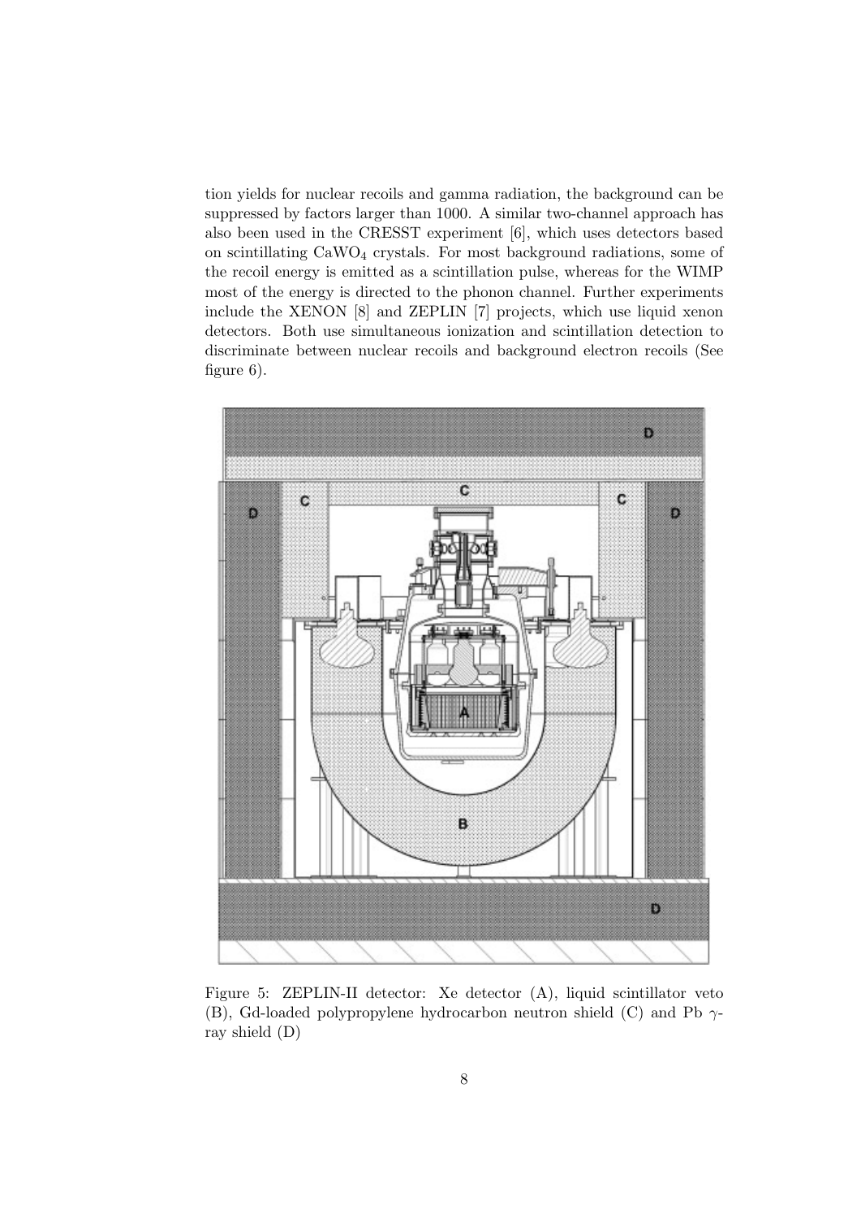tion yields for nuclear recoils and gamma radiation, the background can be suppressed by factors larger than 1000. A similar two-channel approach has also been used in the CRESST experiment [6], which uses detectors based on scintillating $CaWO_4$ crystals. For most background radiations, some of the recoil energy is emitted as a scintillation pulse, whereas for the WIMP most of the energy is directed to the phonon channel. Further experiments include the XENON [8] and ZEPLIN [7] projects, which use liquid xenon detectors. Both use simultaneous ionization and scintillation detection to discriminate between nuclear recoils and background electron recoils (See figure 6).

Figure 5: ZEPLIN-II detector: Xe detector (A), liquid scintillator veto (B), Gd-loaded polypropylene hydrocarbon neutron shield (C) and Pb $\gamma$-ray shield (D)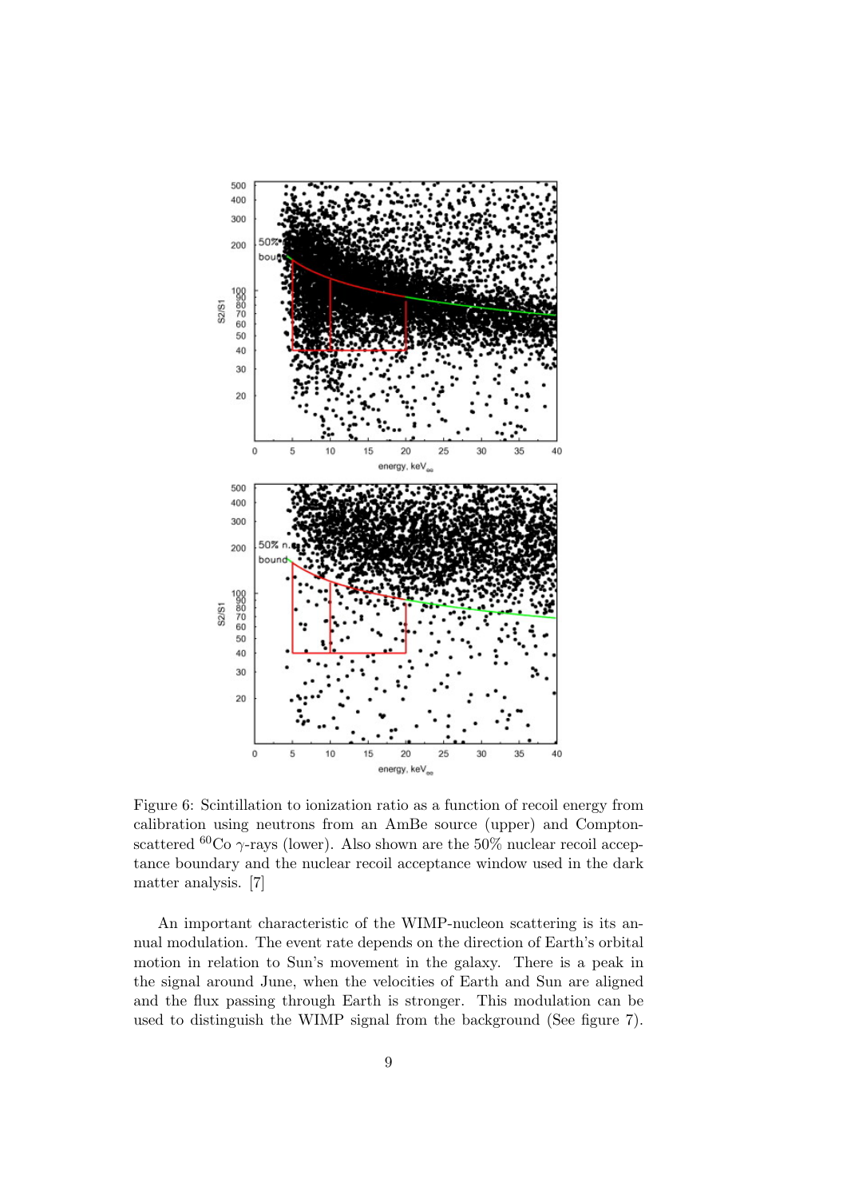Figure 6: Scintillation to ionization ratio as a function of recoil energy from calibration using neutrons from an AmBe source (upper) and Compton-scattered $^{60}$Co $\gamma$-rays (lower). Also shown are the 50% nuclear recoil acceptance boundary and the nuclear recoil acceptance window used in the dark matter analysis. [7]

An important characteristic of the WIMP-nucleon scattering is its annual modulation. The event rate depends on the direction of Earth's orbital motion in relation to Sun's movement in the galaxy. There is a peak in the signal around June, when the velocities of Earth and Sun are aligned and the flux passing through Earth is stronger. This modulation can be used to distinguish the WIMP signal from the background (See figure 7).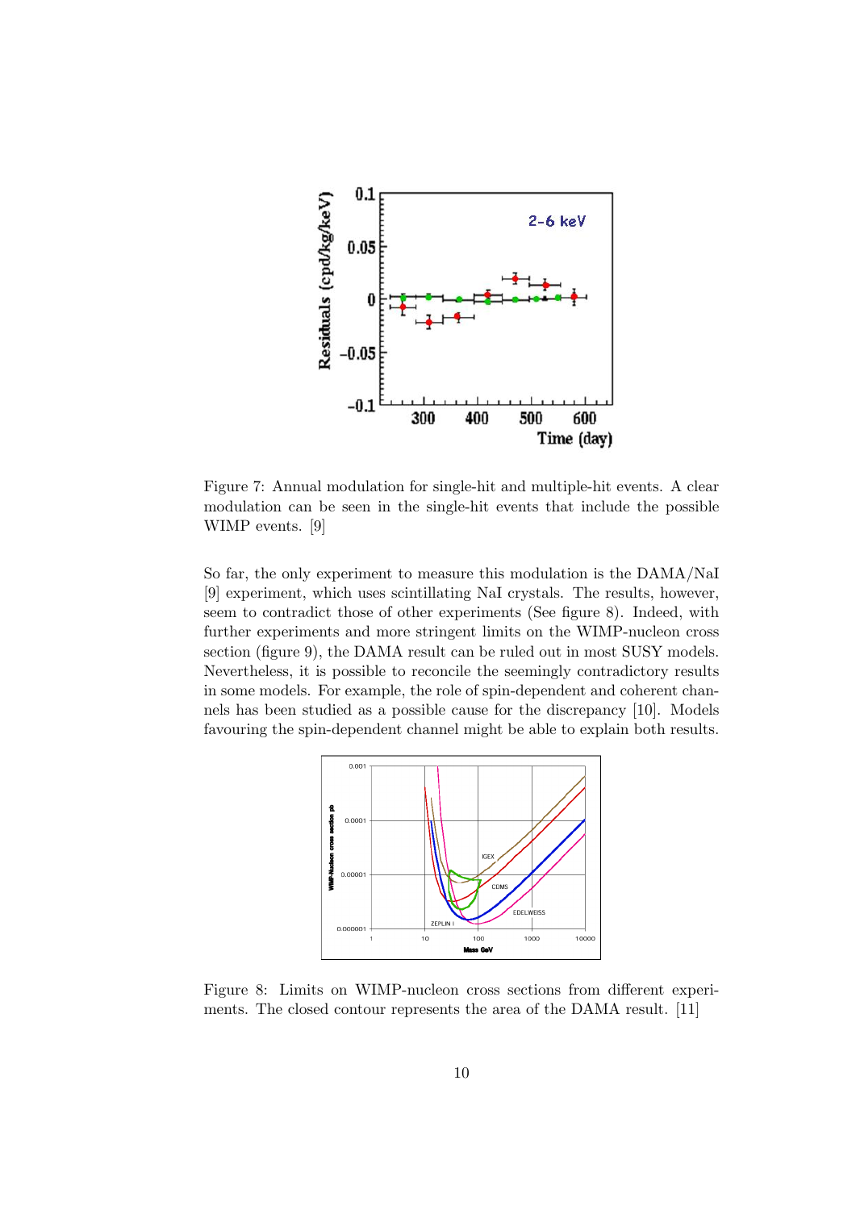Figure 7: Annual modulation for single-hit and multiple-hit events. A clear modulation can be seen in the single-hit events that include the possible WIMP events. [9]

So far, the only experiment to measure this modulation is the DAMA/NaI [9] experiment, which uses scintillating NaI crystals. The results, however, seem to contradict those of other experiments (See figure 8). Indeed, with further experiments and more stringent limits on the WIMP-nucleon cross section (figure 9), the DAMA result can be ruled out in most SUSY models. Nevertheless, it is possible to reconcile the seemingly contradictory results in some models. For example, the role of spin-dependent and coherent channels has been studied as a possible cause for the discrepancy [10]. Models favouring the spin-dependent channel might be able to explain both results.

Figure 8: Limits on WIMP-nucleon cross sections from different experiments. The closed contour represents the area of the DAMA result. [11]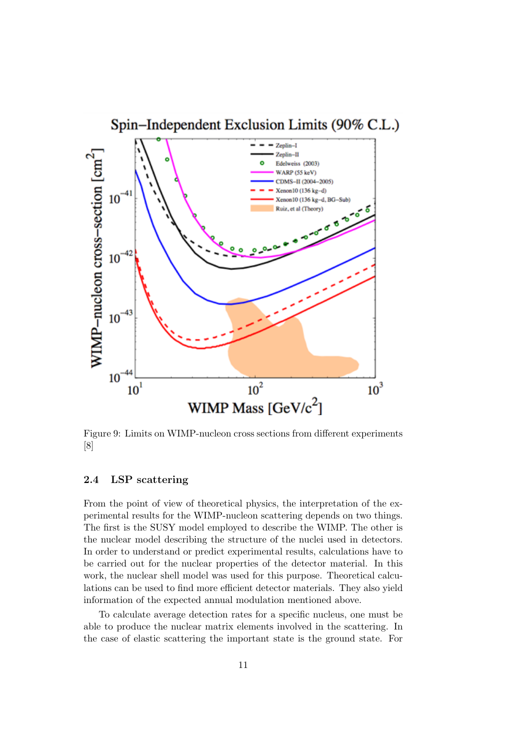Figure 9: Limits on WIMP-nucleon cross sections from different experiments [8]

### 2.4 LSP scattering

From the point of view of theoretical physics, the interpretation of the experimental results for the WIMP-nucleon scattering depends on two things. The first is the SUSY model employed to describe the WIMP. The other is the nuclear model describing the structure of the nuclei used in detectors. In order to understand or predict experimental results, calculations have to be carried out for the nuclear properties of the detector material. In this work, the nuclear shell model was used for this purpose. Theoretical calculations can be used to find more efficient detector materials. They also yield information of the expected annual modulation mentioned above.

To calculate average detection rates for a specific nucleus, one must be able to produce the nuclear matrix elements involved in the scattering. In the case of elastic scattering the important state is the ground state. For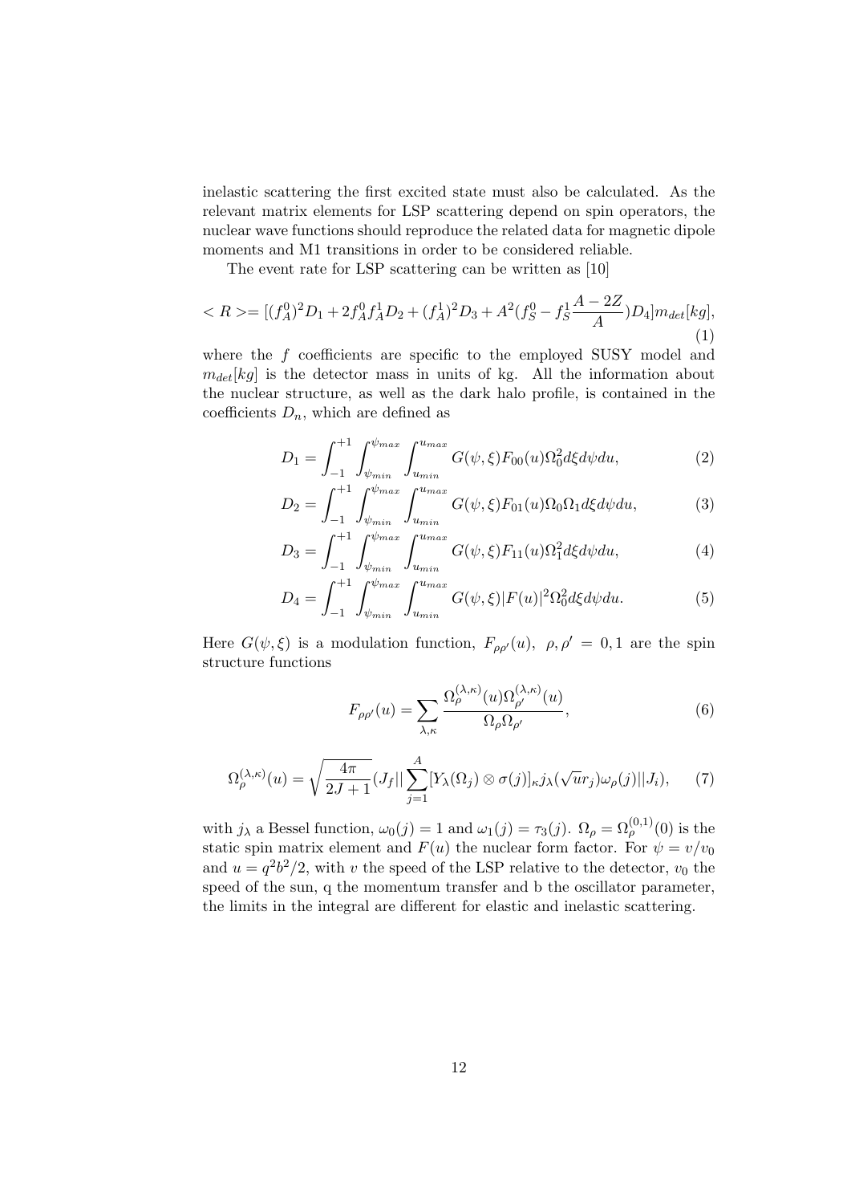inelastic scattering the first excited state must also be calculated. As the relevant matrix elements for LSP scattering depend on spin operators, the nuclear wave functions should reproduce the related data for magnetic dipole moments and M1 transitions in order to be considered reliable.

The event rate for LSP scattering can be written as [10]

$$<R>= [(f_A^0)^2 D_1 + 2 f_A^0 f_A^1 D_2 + (f_A^1)^2 D_3 + A^2 (f_S^0 - f_S^1 \frac{A-2Z}{A}) D_4] m_{det}[kg], \tag{1}$$

where the $f$ coefficients are specific to the employed SUSY model and $m_{det}[kg]$ is the detector mass in units of kg. All the information about the nuclear structure, as well as the dark halo profile, is contained in the coefficients $D_n$, which are defined as

$$D_1 = \int_{-1}^{+1} \int_{\psi_{min}}^{\psi_{max}} \int_{u_{min}}^{u_{max}} G(\psi, \xi) F_{00}(u) \Omega_0^2 d\xi d\psi du, \tag{2}$$

$$D_2 = \int_{-1}^{+1} \int_{\psi_{min}}^{\psi_{max}} \int_{u_{min}}^{u_{max}} G(\psi, \xi) F_{01}(u) \Omega_0 \Omega_1 d\xi d\psi du, \tag{3}$$

$$D_3 = \int_{-1}^{+1} \int_{\psi_{min}}^{\psi_{max}} \int_{u_{min}}^{u_{max}} G(\psi, \xi) F_{11}(u) \Omega_1^2 d\xi d\psi du, \tag{4}$$

$$D_4 = \int_{-1}^{+1} \int_{\psi_{min}}^{\psi_{max}} \int_{u_{min}}^{u_{max}} G(\psi, \xi) |F(u)|^2 \Omega_0^2 d\xi d\psi du. \tag{5}$$

Here $G(\psi, \xi)$ is a modulation function, $F_{\rho\rho'}(u)$, $\rho, \rho' = 0, 1$ are the spin structure functions

$$F_{\rho\rho'}(u) = \sum_{\lambda,\kappa} \frac{\Omega_\rho^{(\lambda,\kappa)}(u) \Omega_{\rho'}^{(\lambda,\kappa)}(u)}{\Omega_\rho \Omega_{\rho'}}, \tag{6}$$

$$\Omega_\rho^{(\lambda,\kappa)}(u) = \sqrt{\frac{4\pi}{2J+1}} (J_f || \sum_{j=1}^{A} [Y_\lambda(\Omega_j) \otimes \sigma(j)]_\kappa j_\lambda(\sqrt{u} r_j) \omega_\rho(j) || J_i), \tag{7}$$

with $j_\lambda$ a Bessel function, $\omega_0(j) = 1$ and $\omega_1(j) = \tau_3(j)$. $\Omega_\rho = \Omega_\rho^{(0,1)}(0)$ is the static spin matrix element and $F(u)$ the nuclear form factor. For $\psi = v/v_0$ and $u = q^2 b^2/2$, with $v$ the speed of the LSP relative to the detector, $v_0$ the speed of the sun, q the momentum transfer and b the oscillator parameter, the limits in the integral are different for elastic and inelastic scattering.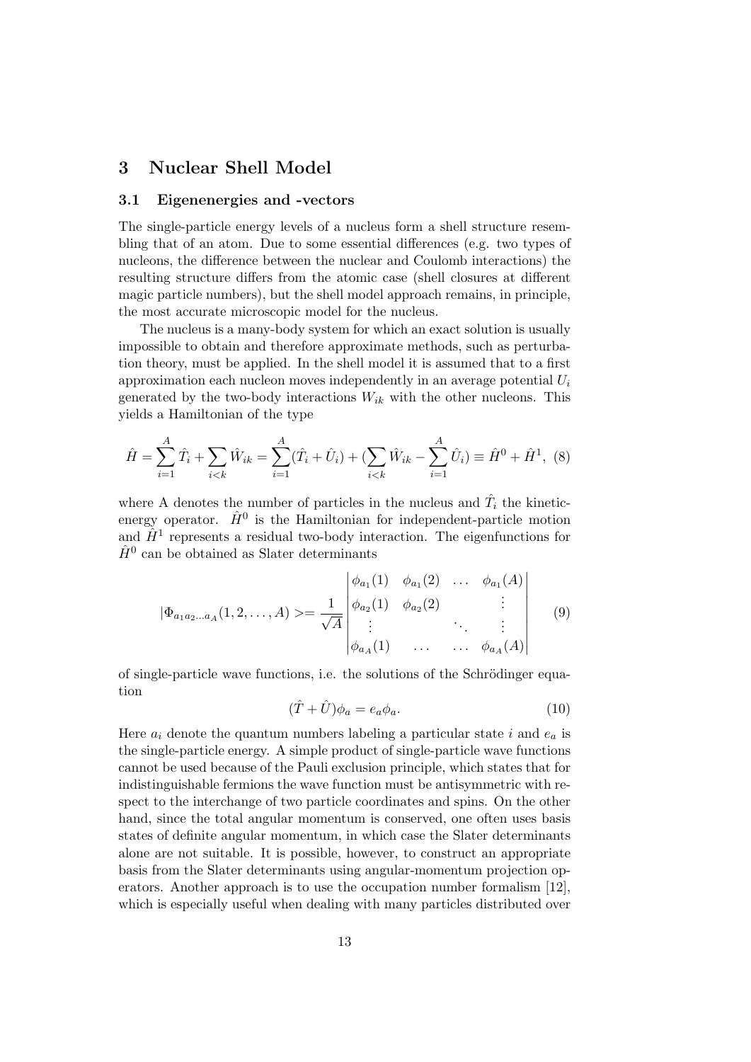# 3 Nuclear Shell Model

## 3.1 Eigenenergies and -vectors

The single-particle energy levels of a nucleus form a shell structure resembling that of an atom. Due to some essential differences (e.g. two types of nucleons, the difference between the nuclear and Coulomb interactions) the resulting structure differs from the atomic case (shell closures at different magic particle numbers), but the shell model approach remains, in principle, the most accurate microscopic model for the nucleus.

The nucleus is a many-body system for which an exact solution is usually impossible to obtain and therefore approximate methods, such as perturbation theory, must be applied. In the shell model it is assumed that to a first approximation each nucleon moves independently in an average potential $U_i$ generated by the two-body interactions $W_{ik}$ with the other nucleons. This yields a Hamiltonian of the type

$$\hat{H} = \sum_{i=1}^{A} \hat{T}_i + \sum_{i<k} \hat{W}_{ik} = \sum_{i=1}^{A} (\hat{T}_i + \hat{U}_i) + (\sum_{i<k} \hat{W}_{ik} - \sum_{i=1}^{A} \hat{U}_i) \equiv \hat{H}^0 + \hat{H}^1, \quad (8)$$

where A denotes the number of particles in the nucleus and $\hat{T}_i$ the kinetic-energy operator. $\hat{H}^0$ is the Hamiltonian for independent-particle motion and $\hat{H}^1$ represents a residual two-body interaction. The eigenfunctions for $\hat{H}^0$ can be obtained as Slater determinants

$$|\Phi_{a_1 a_2 \ldots a_A}(1, 2, \ldots, A)> = \frac{1}{\sqrt{A}} \begin{vmatrix} \phi_{a_1}(1) & \phi_{a_1}(2) & \ldots & \phi_{a_1}(A) \\ \phi_{a_2}(1) & \phi_{a_2}(2) & & \vdots \\ \vdots & & \ddots & \vdots \\ \phi_{a_A}(1) & \ldots & \ldots & \phi_{a_A}(A) \end{vmatrix} \quad (9)$$

of single-particle wave functions, i.e. the solutions of the Schrödinger equation

$$(\hat{T} + \hat{U})\phi_a = e_a \phi_a. \quad (10)$$

Here $a_i$ denote the quantum numbers labeling a particular state $i$ and $e_a$ is the single-particle energy. A simple product of single-particle wave functions cannot be used because of the Pauli exclusion principle, which states that for indistinguishable fermions the wave function must be antisymmetric with respect to the interchange of two particle coordinates and spins. On the other hand, since the total angular momentum is conserved, one often uses basis states of definite angular momentum, in which case the Slater determinants alone are not suitable. It is possible, however, to construct an appropriate basis from the Slater determinants using angular-momentum projection operators. Another approach is to use the occupation number formalism [12], which is especially useful when dealing with many particles distributed over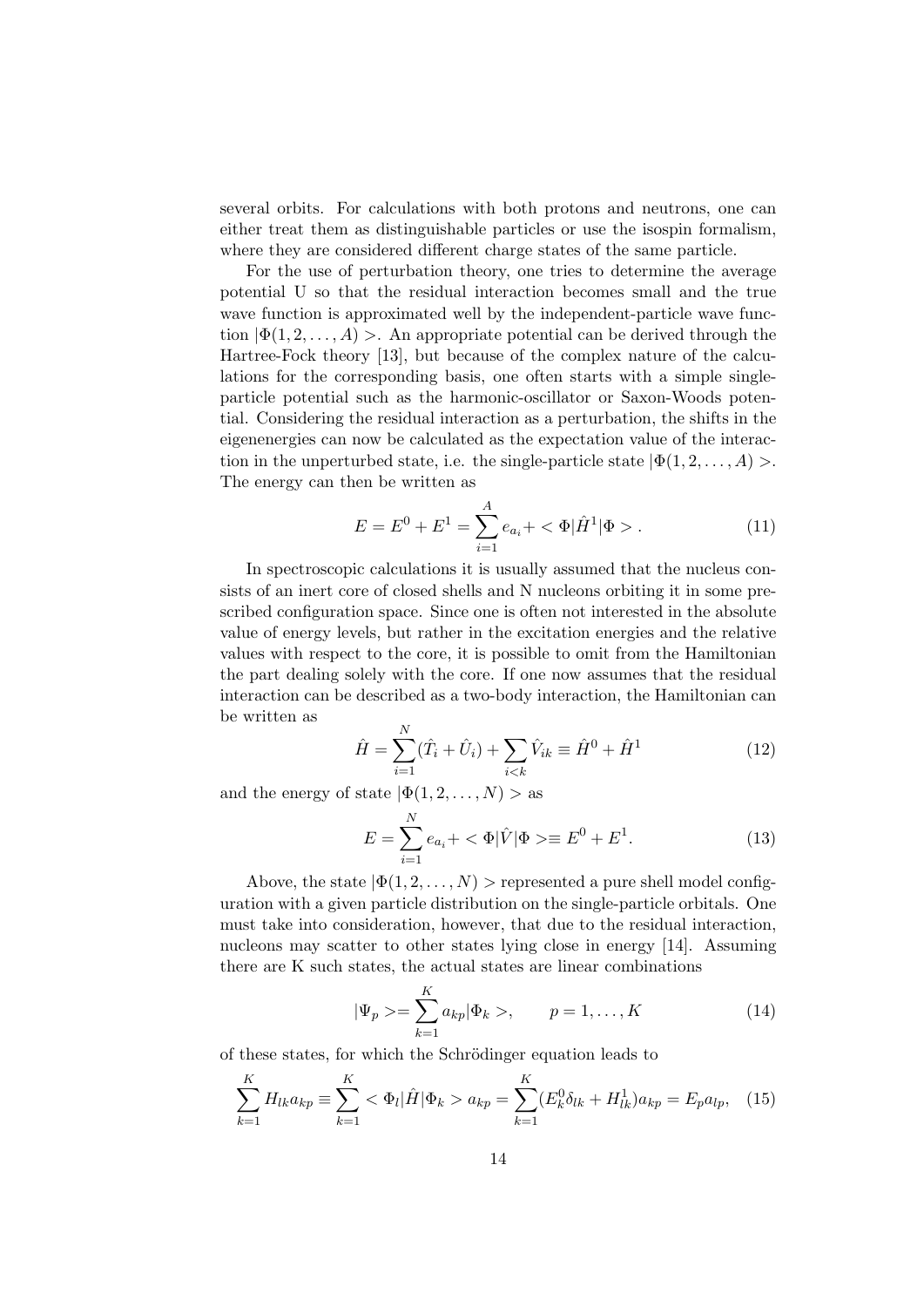several orbits. For calculations with both protons and neutrons, one can either treat them as distinguishable particles or use the isospin formalism, where they are considered different charge states of the same particle.

For the use of perturbation theory, one tries to determine the average potential U so that the residual interaction becomes small and the true wave function is approximated well by the independent-particle wave function $|\Phi(1, 2, \ldots, A)>$. An appropriate potential can be derived through the Hartree-Fock theory [13], but because of the complex nature of the calculations for the corresponding basis, one often starts with a simple single-particle potential such as the harmonic-oscillator or Saxon-Woods potential. Considering the residual interaction as a perturbation, the shifts in the eigenenergies can now be calculated as the expectation value of the interaction in the unperturbed state, i.e. the single-particle state $|\Phi(1, 2, \ldots, A)>$. The energy can then be written as

$$E = E^0 + E^1 = \sum_{i=1}^{A} e_{a_i} + <\Phi|\hat{H}^1|\Phi> . \tag{11}$$

In spectroscopic calculations it is usually assumed that the nucleus consists of an inert core of closed shells and N nucleons orbiting it in some prescribed configuration space. Since one is often not interested in the absolute value of energy levels, but rather in the excitation energies and the relative values with respect to the core, it is possible to omit from the Hamiltonian the part dealing solely with the core. If one now assumes that the residual interaction can be described as a two-body interaction, the Hamiltonian can be written as

$$\hat{H} = \sum_{i=1}^{N}(\hat{T}_i + \hat{U}_i) + \sum_{i<k}\hat{V}_{ik} \equiv \hat{H}^0 + \hat{H}^1 \tag{12}$$

and the energy of state $|\Phi(1, 2, \ldots, N)>$ as

$$E = \sum_{i=1}^{N} e_{a_i} + <\Phi|\hat{V}|\Phi> \equiv E^0 + E^1. \tag{13}$$

Above, the state $|\Phi(1, 2, \ldots, N)>$ represented a pure shell model configuration with a given particle distribution on the single-particle orbitals. One must take into consideration, however, that due to the residual interaction, nucleons may scatter to other states lying close in energy [14]. Assuming there are K such states, the actual states are linear combinations

$$|\Psi_p> = \sum_{k=1}^{K} a_{kp}|\Phi_k>, \qquad p = 1, \ldots, K \tag{14}$$

of these states, for which the Schrödinger equation leads to

$$\sum_{k=1}^{K} H_{lk}a_{kp} \equiv \sum_{k=1}^{K} <\Phi_l|\hat{H}|\Phi_k> a_{kp} = \sum_{k=1}^{K}(E_k^0\delta_{lk} + H_{lk}^1)a_{kp} = E_p a_{lp}, \tag{15}$$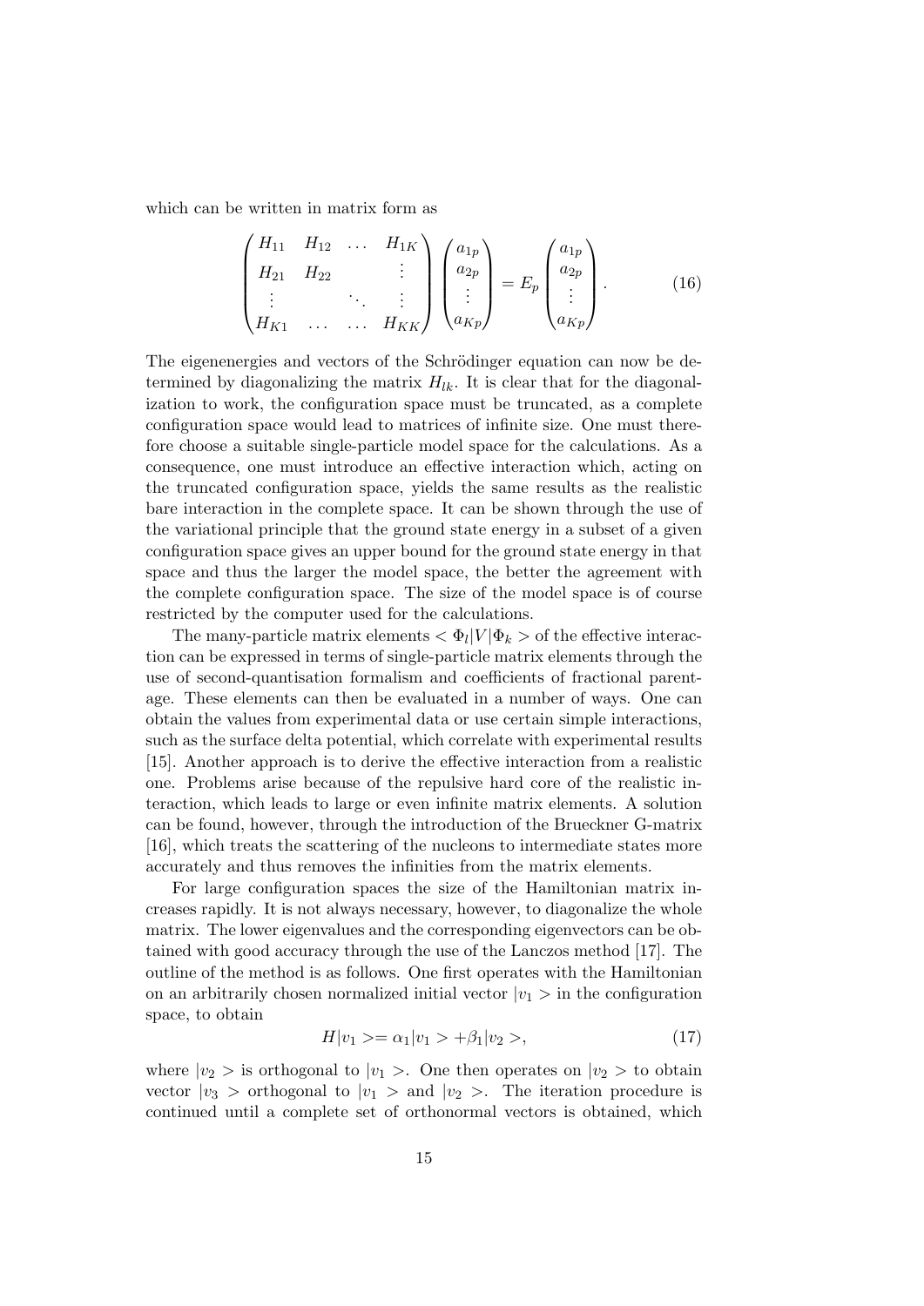which can be written in matrix form as

$$
\begin{pmatrix}
H_{11} & H_{12} & \dots & H_{1K} \\
H_{21} & H_{22} & & \vdots \\
\vdots & & \ddots & \vdots \\
H_{K1} & \dots & \dots & H_{KK}
\end{pmatrix}
\begin{pmatrix}
a_{1p} \\ a_{2p} \\ \vdots \\ a_{Kp}
\end{pmatrix}
= E_p
\begin{pmatrix}
a_{1p} \\ a_{2p} \\ \vdots \\ a_{Kp}
\end{pmatrix}. \tag{16}
$$

The eigenenergies and vectors of the Schrödinger equation can now be determined by diagonalizing the matrix $H_{lk}$. It is clear that for the diagonalization to work, the configuration space must be truncated, as a complete configuration space would lead to matrices of infinite size. One must therefore choose a suitable single-particle model space for the calculations. As a consequence, one must introduce an effective interaction which, acting on the truncated configuration space, yields the same results as the realistic bare interaction in the complete space. It can be shown through the use of the variational principle that the ground state energy in a subset of a given configuration space gives an upper bound for the ground state energy in that space and thus the larger the model space, the better the agreement with the complete configuration space. The size of the model space is of course restricted by the computer used for the calculations.

The many-particle matrix elements $< \Phi_l|V|\Phi_k >$ of the effective interaction can be expressed in terms of single-particle matrix elements through the use of second-quantisation formalism and coefficients of fractional parentage. These elements can then be evaluated in a number of ways. One can obtain the values from experimental data or use certain simple interactions, such as the surface delta potential, which correlate with experimental results [15]. Another approach is to derive the effective interaction from a realistic one. Problems arise because of the repulsive hard core of the realistic interaction, which leads to large or even infinite matrix elements. A solution can be found, however, through the introduction of the Brueckner G-matrix [16], which treats the scattering of the nucleons to intermediate states more accurately and thus removes the infinities from the matrix elements.

For large configuration spaces the size of the Hamiltonian matrix increases rapidly. It is not always necessary, however, to diagonalize the whole matrix. The lower eigenvalues and the corresponding eigenvectors can be obtained with good accuracy through the use of the Lanczos method [17]. The outline of the method is as follows. One first operates with the Hamiltonian on an arbitrarily chosen normalized initial vector $|v_1>$ in the configuration space, to obtain

$$
H|v_1> = \alpha_1|v_1> + \beta_1|v_2>, \tag{17}
$$

where $|v_2>$ is orthogonal to $|v_1>$. One then operates on $|v_2>$ to obtain vector $|v_3>$ orthogonal to $|v_1>$ and $|v_2>$. The iteration procedure is continued until a complete set of orthonormal vectors is obtained, which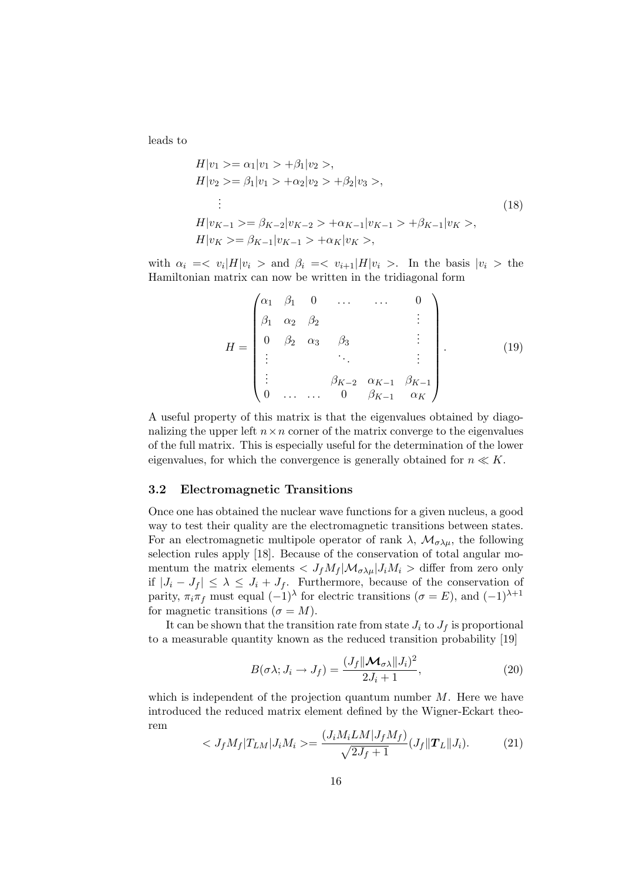leads to

$$
\begin{aligned}
&H|v_1>=\alpha_1|v_1>+\beta_1|v_2>,\\
&H|v_2>=\beta_1|v_1>+\alpha_2|v_2>+\beta_2|v_3>,\\
&\quad\vdots\\
&H|v_{K-1}>=\beta_{K-2}|v_{K-2}>+\alpha_{K-1}|v_{K-1}>+\beta_{K-1}|v_K>,\\
&H|v_K>=\beta_{K-1}|v_{K-1}>+\alpha_K|v_K>,
\end{aligned}
\tag{18}
$$

with $\alpha_i=<v_i|H|v_i>$ and $\beta_i=<v_{i+1}|H|v_i>$. In the basis $|v_i>$ the Hamiltonian matrix can now be written in the tridiagonal form

$$
H=\begin{pmatrix}
\alpha_1 & \beta_1 & 0 & \dots & \dots & 0\\
\beta_1 & \alpha_2 & \beta_2 & & & \vdots\\
0 & \beta_2 & \alpha_3 & \beta_3 & & \vdots\\
\vdots & & & \ddots & & \vdots\\
\vdots & & & \beta_{K-2} & \alpha_{K-1} & \beta_{K-1}\\
0 & \dots & \dots & 0 & \beta_{K-1} & \alpha_K
\end{pmatrix}.
\tag{19}
$$

A useful property of this matrix is that the eigenvalues obtained by diagonalizing the upper left $n\times n$ corner of the matrix converge to the eigenvalues of the full matrix. This is especially useful for the determination of the lower eigenvalues, for which the convergence is generally obtained for $n \ll K$.

### 3.2 Electromagnetic Transitions

Once one has obtained the nuclear wave functions for a given nucleus, a good way to test their quality are the electromagnetic transitions between states. For an electromagnetic multipole operator of rank $\lambda$, $\mathcal{M}_{\sigma\lambda\mu}$, the following selection rules apply [18]. Because of the conservation of total angular momentum the matrix elements $<J_fM_f|\mathcal{M}_{\sigma\lambda\mu}|J_iM_i>$ differ from zero only if $|J_i-J_f|\le\lambda\le J_i+J_f$. Furthermore, because of the conservation of parity, $\pi_i\pi_f$ must equal $(-1)^\lambda$ for electric transitions ($\sigma=E$), and $(-1)^{\lambda+1}$ for magnetic transitions ($\sigma=M$).

It can be shown that the transition rate from state $J_i$ to $J_f$ is proportional to a measurable quantity known as the reduced transition probability [19]

$$
B(\sigma\lambda;J_i\to J_f)=\frac{(J_f\|\boldsymbol{\mathcal{M}}_{\sigma\lambda}\|J_i)^2}{2J_i+1},
\tag{20}
$$

which is independent of the projection quantum number $M$. Here we have introduced the reduced matrix element defined by the Wigner-Eckart theorem

$$
<J_fM_f|T_{LM}|J_iM_i>=\frac{(J_iM_iLM|J_fM_f)}{\sqrt{2J_f+1}}(J_f\|\boldsymbol{T}_L\|J_i).
\tag{21}
$$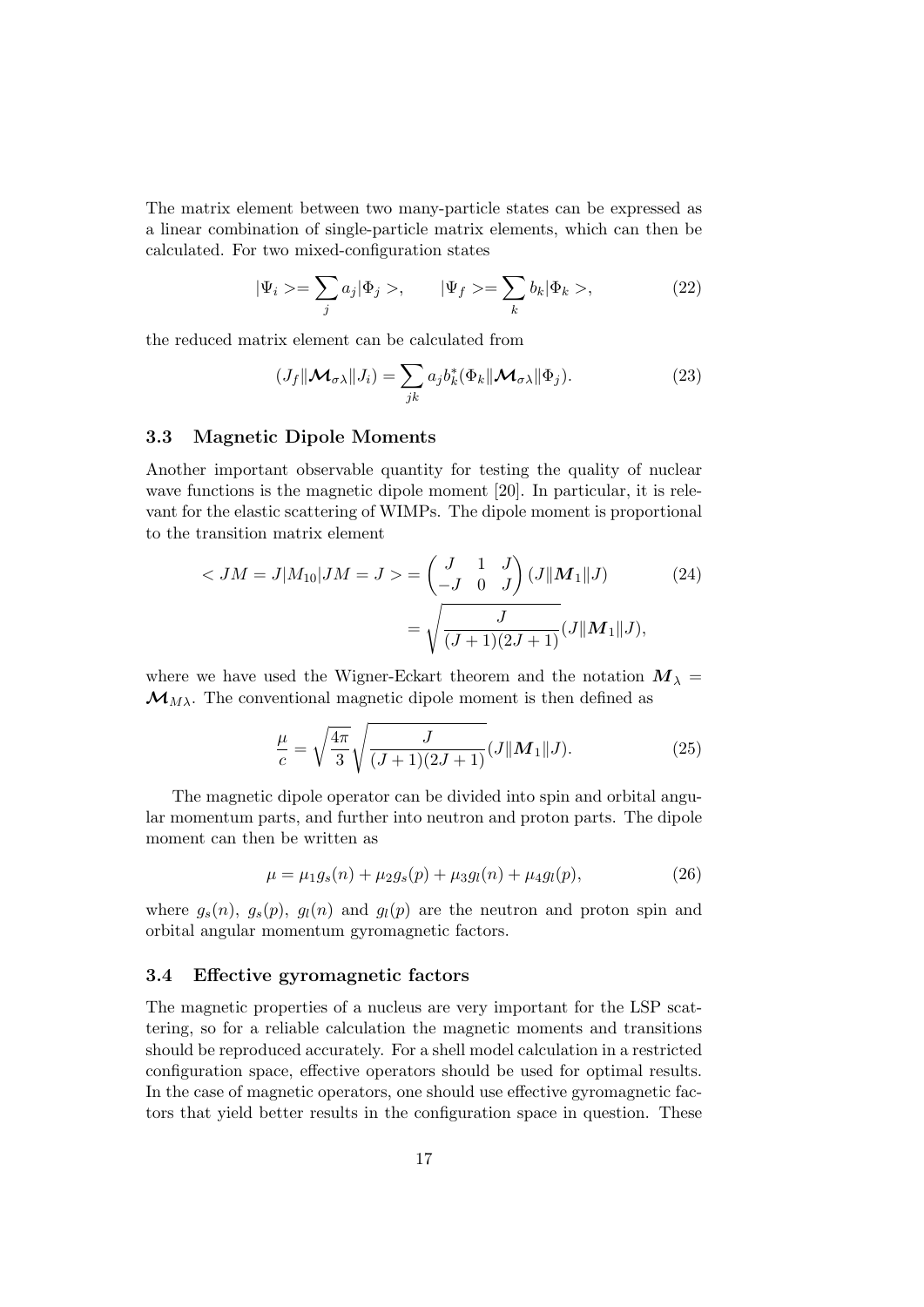The matrix element between two many-particle states can be expressed as a linear combination of single-particle matrix elements, which can then be calculated. For two mixed-configuration states

$$|\Psi_i >= \sum_j a_j |\Phi_j >, \qquad |\Psi_f >= \sum_k b_k |\Phi_k >, \tag{22}$$

the reduced matrix element can be calculated from

$$(J_f \| \boldsymbol{\mathcal{M}}_{\sigma\lambda} \| J_i) = \sum_{jk} a_j b_k^* (\Phi_k \| \boldsymbol{\mathcal{M}}_{\sigma\lambda} \| \Phi_j). \tag{23}$$

### 3.3 Magnetic Dipole Moments

Another important observable quantity for testing the quality of nuclear wave functions is the magnetic dipole moment [20]. In particular, it is relevant for the elastic scattering of WIMPs. The dipole moment is proportional to the transition matrix element

$$\begin{aligned} < JM = J | M_{10} | JM = J > &= \begin{pmatrix} J & 1 & J \\ -J & 0 & J \end{pmatrix} (J \| \boldsymbol{M}_1 \| J) \\ &= \sqrt{\frac{J}{(J+1)(2J+1)}} (J \| \boldsymbol{M}_1 \| J), \end{aligned} \tag{24}$$

where we have used the Wigner-Eckart theorem and the notation $\boldsymbol{M}_\lambda = \boldsymbol{\mathcal{M}}_{M\lambda}$. The conventional magnetic dipole moment is then defined as

$$\frac{\mu}{c} = \sqrt{\frac{4\pi}{3}} \sqrt{\frac{J}{(J+1)(2J+1)}} (J \| \boldsymbol{M}_1 \| J). \tag{25}$$

The magnetic dipole operator can be divided into spin and orbital angular momentum parts, and further into neutron and proton parts. The dipole moment can then be written as

$$\mu = \mu_1 g_s(n) + \mu_2 g_s(p) + \mu_3 g_l(n) + \mu_4 g_l(p), \tag{26}$$

where $g_s(n)$, $g_s(p)$, $g_l(n)$ and $g_l(p)$ are the neutron and proton spin and orbital angular momentum gyromagnetic factors.

### 3.4 Effective gyromagnetic factors

The magnetic properties of a nucleus are very important for the LSP scattering, so for a reliable calculation the magnetic moments and transitions should be reproduced accurately. For a shell model calculation in a restricted configuration space, effective operators should be used for optimal results. In the case of magnetic operators, one should use effective gyromagnetic factors that yield better results in the configuration space in question. These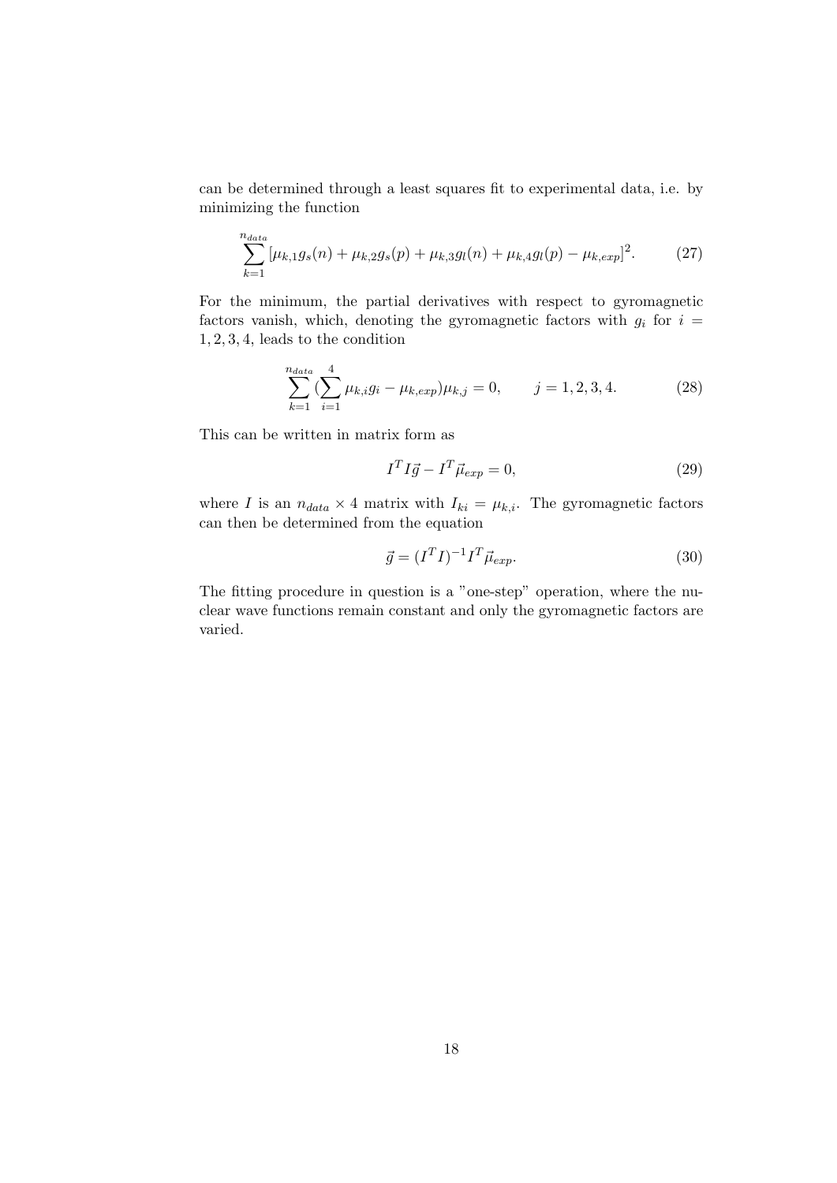can be determined through a least squares fit to experimental data, i.e. by minimizing the function

$$\sum_{k=1}^{n_{data}} [\mu_{k,1} g_s(n) + \mu_{k,2} g_s(p) + \mu_{k,3} g_l(n) + \mu_{k,4} g_l(p) - \mu_{k,exp}]^2. \tag{27}$$

For the minimum, the partial derivatives with respect to gyromagnetic factors vanish, which, denoting the gyromagnetic factors with $g_i$ for $i = 1, 2, 3, 4$, leads to the condition

$$\sum_{k=1}^{n_{data}} (\sum_{i=1}^{4} \mu_{k,i} g_i - \mu_{k,exp}) \mu_{k,j} = 0, \qquad j = 1, 2, 3, 4. \tag{28}$$

This can be written in matrix form as

$$I^T I \vec{g} - I^T \vec{\mu}_{exp} = 0, \tag{29}$$

where $I$ is an $n_{data} \times 4$ matrix with $I_{ki} = \mu_{k,i}$. The gyromagnetic factors can then be determined from the equation

$$\vec{g} = (I^T I)^{-1} I^T \vec{\mu}_{exp}. \tag{30}$$

The fitting procedure in question is a "one-step" operation, where the nuclear wave functions remain constant and only the gyromagnetic factors are varied.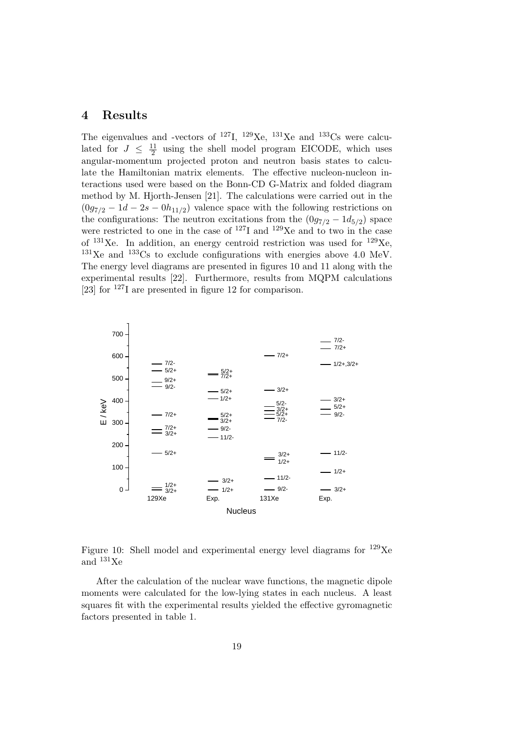# 4 Results

The eigenvalues and -vectors of $^{127}$I, $^{129}$Xe, $^{131}$Xe and $^{133}$Cs were calculated for $J \leq \frac{11}{2}$ using the shell model program EICODE, which uses angular-momentum projected proton and neutron basis states to calculate the Hamiltonian matrix elements. The effective nucleon-nucleon interactions used were based on the Bonn-CD G-Matrix and folded diagram method by M. Hjorth-Jensen [21]. The calculations were carried out in the $(0g_{7/2} - 1d - 2s - 0h_{11/2})$ valence space with the following restrictions on the configurations: The neutron excitations from the $(0g_{7/2} - 1d_{5/2})$ space were restricted to one in the case of $^{127}$I and $^{129}$Xe and to two in the case of $^{131}$Xe. In addition, an energy centroid restriction was used for $^{129}$Xe, $^{131}$Xe and $^{133}$Cs to exclude configurations with energies above 4.0 MeV. The energy level diagrams are presented in figures 10 and 11 along with the experimental results [22]. Furthermore, results from MQPM calculations [23] for $^{127}$I are presented in figure 12 for comparison.

Figure 10: Shell model and experimental energy level diagrams for $^{129}$Xe and $^{131}$Xe

After the calculation of the nuclear wave functions, the magnetic dipole moments were calculated for the low-lying states in each nucleus. A least squares fit with the experimental results yielded the effective gyromagnetic factors presented in table 1.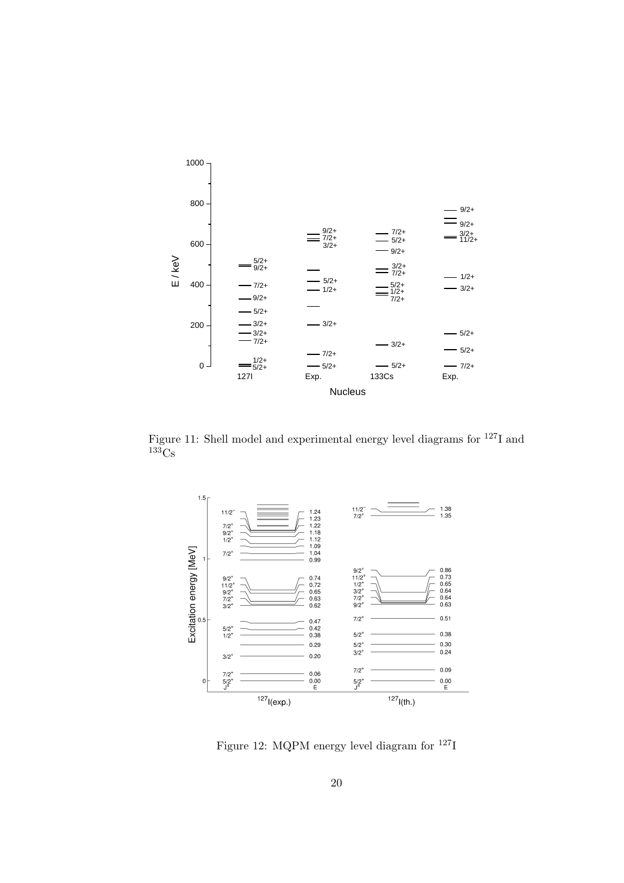Figure 11: Shell model and experimental energy level diagrams for $^{127}$I and $^{133}$Cs

Figure 12: MQPM energy level diagram for $^{127}$I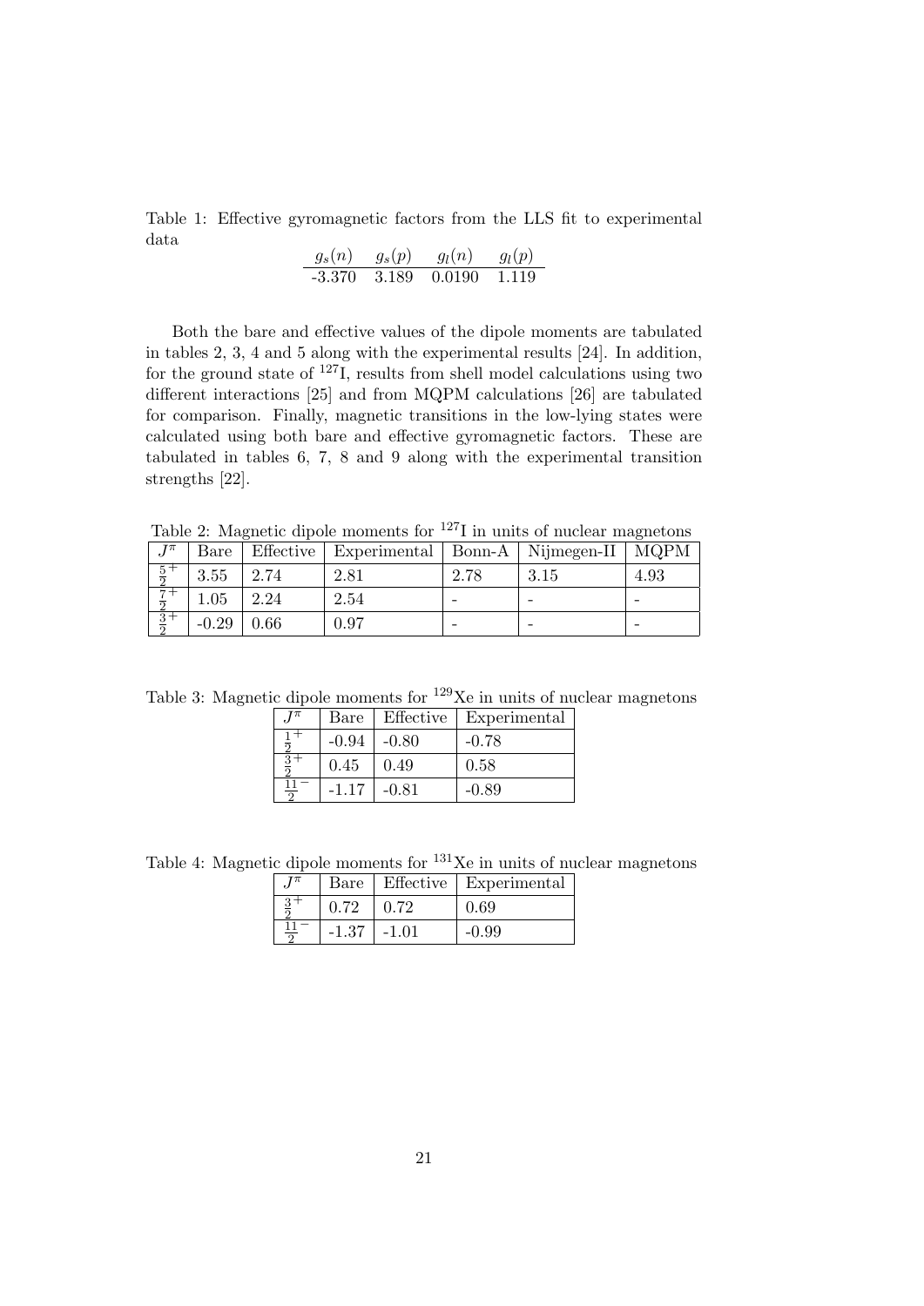Table 1: Effective gyromagnetic factors from the LLS fit to experimental data

| $g_s(n)$ | $g_s(p)$ | $g_l(n)$ | $g_l(p)$ |
|---|---|---|---|
| -3.370 | 3.189 | 0.0190 | 1.119 |

Both the bare and effective values of the dipole moments are tabulated in tables 2, 3, 4 and 5 along with the experimental results [24]. In addition, for the ground state of $^{127}$I, results from shell model calculations using two different interactions [25] and from MQPM calculations [26] are tabulated for comparison. Finally, magnetic transitions in the low-lying states were calculated using both bare and effective gyromagnetic factors. These are tabulated in tables 6, 7, 8 and 9 along with the experimental transition strengths [22].

Table 2: Magnetic dipole moments for $^{127}$I in units of nuclear magnetons

| $J^\pi$ | Bare | Effective | Experimental | Bonn-A | Nijmegen-II | MQPM |
|---|---|---|---|---|---|---|
| $\frac{5}{2}^+$ | 3.55 | 2.74 | 2.81 | 2.78 | 3.15 | 4.93 |
| $\frac{7}{2}^+$ | 1.05 | 2.24 | 2.54 | - | - | - |
| $\frac{3}{2}^+$ | -0.29 | 0.66 | 0.97 | - | - | - |

Table 3: Magnetic dipole moments for $^{129}$Xe in units of nuclear magnetons

| $J^\pi$ | Bare | Effective | Experimental |
|---|---|---|---|
| $\frac{1}{2}^+$ | -0.94 | -0.80 | -0.78 |
| $\frac{3}{2}^+$ | 0.45 | 0.49 | 0.58 |
| $\frac{11}{2}^-$ | -1.17 | -0.81 | -0.89 |

Table 4: Magnetic dipole moments for $^{131}$Xe in units of nuclear magnetons

| $J^\pi$ | Bare | Effective | Experimental |
|---|---|---|---|
| $\frac{3}{2}^+$ | 0.72 | 0.72 | 0.69 |
| $\frac{11}{2}^-$ | -1.37 | -1.01 | -0.99 |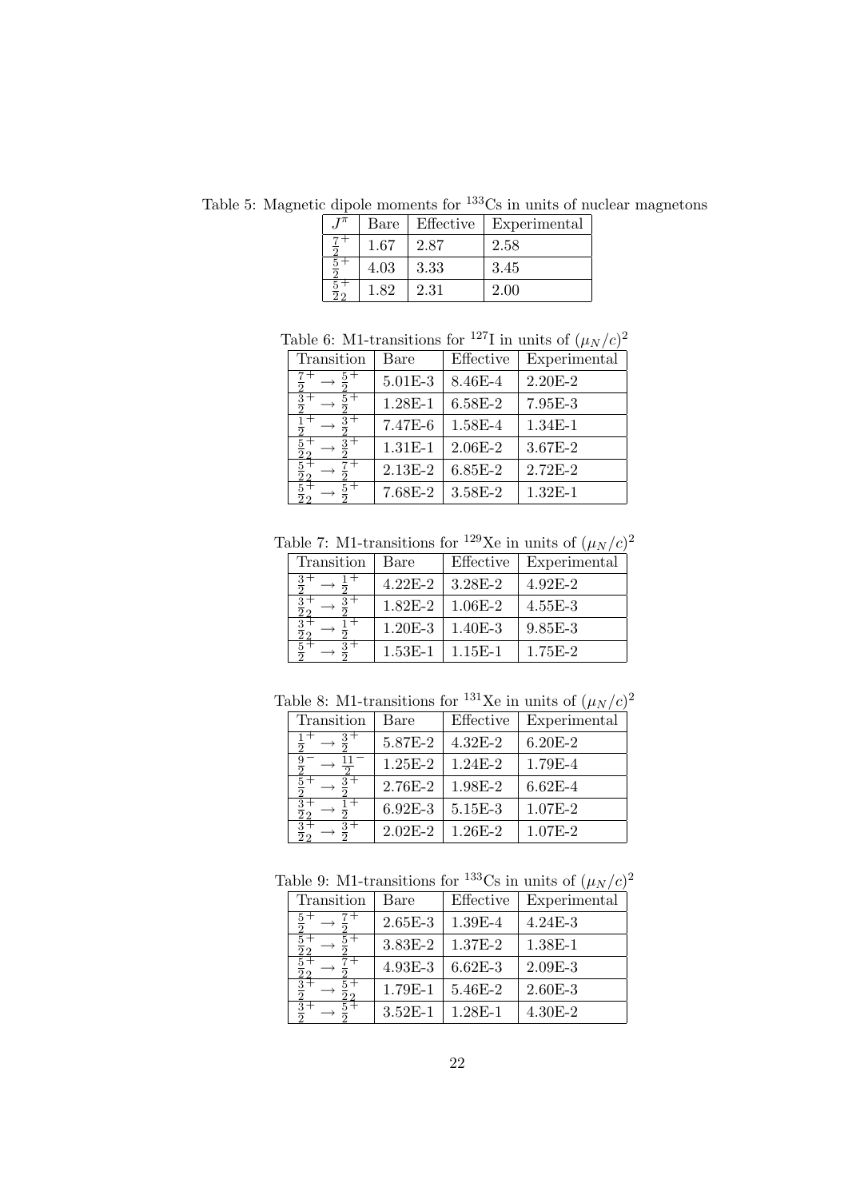Table 5: Magnetic dipole moments for $^{133}$Cs in units of nuclear magnetons

| $J^{\pi}$ | Bare | Effective | Experimental |
|---|---|---|---|
| $\frac{7}{2}^{+}$ | 1.67 | 2.87 | 2.58 |
| $\frac{5}{2}^{+}$ | 4.03 | 3.33 | 3.45 |
| $\frac{5}{2}^{+}_{2}$ | 1.82 | 2.31 | 2.00 |

Table 6: M1-transitions for $^{127}$I in units of $(\mu_N/c)^2$

| Transition | Bare | Effective | Experimental |
|---|---|---|---|
| $\frac{7}{2}^{+} \rightarrow \frac{5}{2}^{+}$ | 5.01E-3 | 8.46E-4 | 2.20E-2 |
| $\frac{3}{2}^{+} \rightarrow \frac{5}{2}^{+}$ | 1.28E-1 | 6.58E-2 | 7.95E-3 |
| $\frac{1}{2}^{+} \rightarrow \frac{3}{2}^{+}$ | 7.47E-6 | 1.58E-4 | 1.34E-1 |
| $\frac{5}{2}^{+}_{2} \rightarrow \frac{3}{2}^{+}$ | 1.31E-1 | 2.06E-2 | 3.67E-2 |
| $\frac{5}{2}^{+}_{2} \rightarrow \frac{7}{2}^{+}$ | 2.13E-2 | 6.85E-2 | 2.72E-2 |
| $\frac{5}{2}^{+}_{2} \rightarrow \frac{5}{2}^{+}$ | 7.68E-2 | 3.58E-2 | 1.32E-1 |

Table 7: M1-transitions for $^{129}$Xe in units of $(\mu_N/c)^2$

| Transition | Bare | Effective | Experimental |
|---|---|---|---|
| $\frac{3}{2}^{+} \rightarrow \frac{1}{2}^{+}$ | 4.22E-2 | 3.28E-2 | 4.92E-2 |
| $\frac{3}{2}^{+}_{2} \rightarrow \frac{3}{2}^{+}$ | 1.82E-2 | 1.06E-2 | 4.55E-3 |
| $\frac{3}{2}^{+}_{2} \rightarrow \frac{1}{2}^{+}$ | 1.20E-3 | 1.40E-3 | 9.85E-3 |
| $\frac{5}{2}^{+} \rightarrow \frac{3}{2}^{+}$ | 1.53E-1 | 1.15E-1 | 1.75E-2 |

Table 8: M1-transitions for $^{131}$Xe in units of $(\mu_N/c)^2$

| Transition | Bare | Effective | Experimental |
|---|---|---|---|
| $\frac{1}{2}^{+} \rightarrow \frac{3}{2}^{+}$ | 5.87E-2 | 4.32E-2 | 6.20E-2 |
| $\frac{9}{2}^{-} \rightarrow \frac{11}{2}^{-}$ | 1.25E-2 | 1.24E-2 | 1.79E-4 |
| $\frac{5}{2}^{+} \rightarrow \frac{3}{2}^{+}$ | 2.76E-2 | 1.98E-2 | 6.62E-4 |
| $\frac{3}{2}^{+}_{2} \rightarrow \frac{1}{2}^{+}$ | 6.92E-3 | 5.15E-3 | 1.07E-2 |
| $\frac{3}{2}^{+}_{2} \rightarrow \frac{3}{2}^{+}$ | 2.02E-2 | 1.26E-2 | 1.07E-2 |

Table 9: M1-transitions for $^{133}$Cs in units of $(\mu_N/c)^2$

| Transition | Bare | Effective | Experimental |
|---|---|---|---|
| $\frac{5}{2}^{+} \rightarrow \frac{7}{2}^{+}$ | 2.65E-3 | 1.39E-4 | 4.24E-3 |
| $\frac{5}{2}^{+}_{2} \rightarrow \frac{5}{2}^{+}$ | 3.83E-2 | 1.37E-2 | 1.38E-1 |
| $\frac{5}{2}^{+}_{2} \rightarrow \frac{7}{2}^{+}$ | 4.93E-3 | 6.62E-3 | 2.09E-3 |
| $\frac{3}{2}^{+} \rightarrow \frac{5}{2}^{+}_{2}$ | 1.79E-1 | 5.46E-2 | 2.60E-3 |
| $\frac{3}{2}^{+} \rightarrow \frac{5}{2}^{+}$ | 3.52E-1 | 1.28E-1 | 4.30E-2 |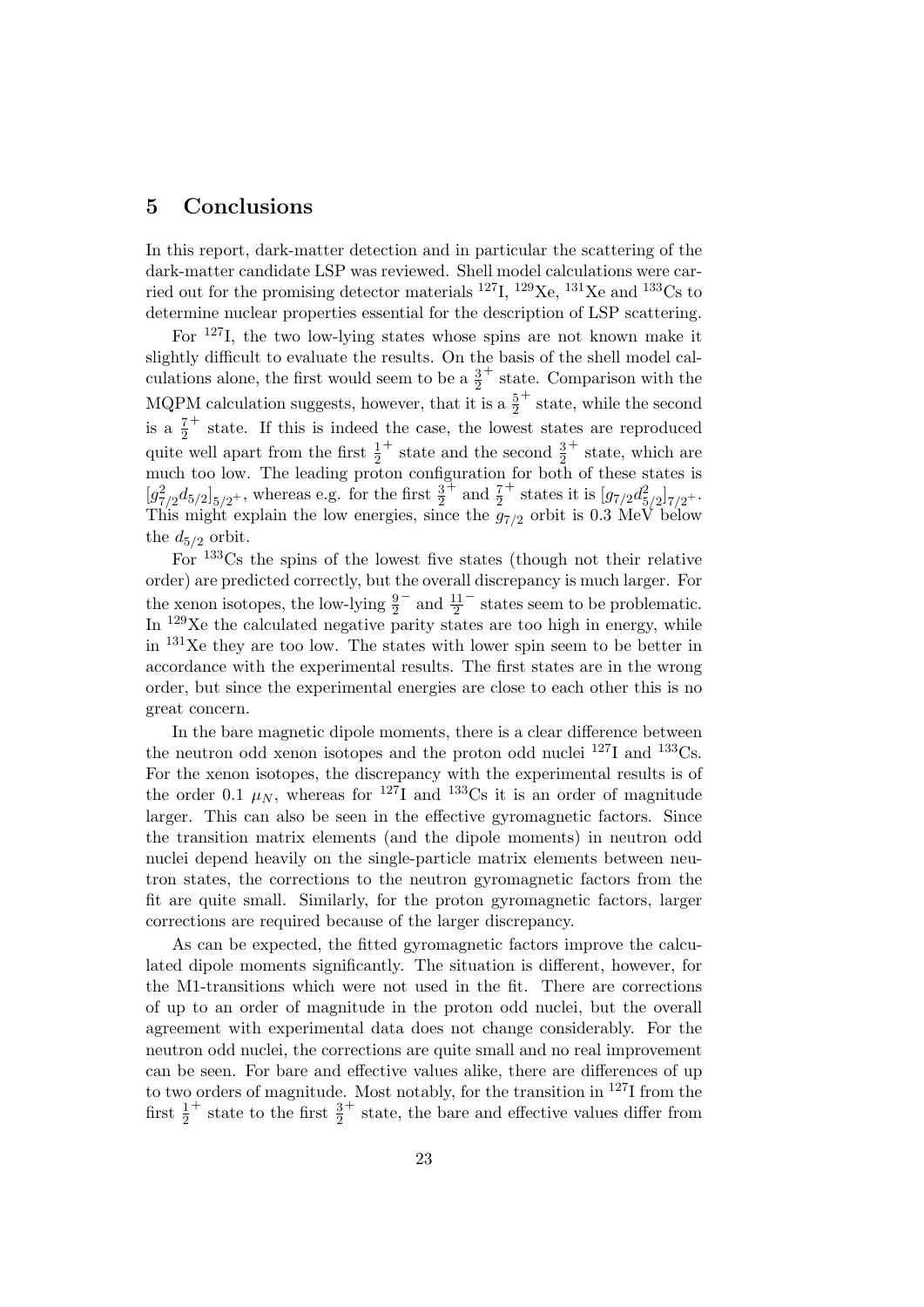## 5 Conclusions

In this report, dark-matter detection and in particular the scattering of the dark-matter candidate LSP was reviewed. Shell model calculations were carried out for the promising detector materials $^{127}$I, $^{129}$Xe, $^{131}$Xe and $^{133}$Cs to determine nuclear properties essential for the description of LSP scattering.

For $^{127}$I, the two low-lying states whose spins are not known make it slightly difficult to evaluate the results. On the basis of the shell model calculations alone, the first would seem to be a $\frac{3}{2}^+$ state. Comparison with the MQPM calculation suggests, however, that it is a $\frac{5}{2}^+$ state, while the second is a $\frac{7}{2}^+$ state. If this is indeed the case, the lowest states are reproduced quite well apart from the first $\frac{1}{2}^+$ state and the second $\frac{3}{2}^+$ state, which are much too low. The leading proton configuration for both of these states is $[g_{7/2}^2 d_{5/2}]_{5/2^+}$, whereas e.g. for the first $\frac{3}{2}^+$ and $\frac{7}{2}^+$ states it is $[g_{7/2} d_{5/2}^2]_{7/2^+}$. This might explain the low energies, since the $g_{7/2}$ orbit is 0.3 MeV below the $d_{5/2}$ orbit.

For $^{133}$Cs the spins of the lowest five states (though not their relative order) are predicted correctly, but the overall discrepancy is much larger. For the xenon isotopes, the low-lying $\frac{9}{2}^-$ and $\frac{11}{2}^-$ states seem to be problematic. In $^{129}$Xe the calculated negative parity states are too high in energy, while in $^{131}$Xe they are too low. The states with lower spin seem to be better in accordance with the experimental results. The first states are in the wrong order, but since the experimental energies are close to each other this is no great concern.

In the bare magnetic dipole moments, there is a clear difference between the neutron odd xenon isotopes and the proton odd nuclei $^{127}$I and $^{133}$Cs. For the xenon isotopes, the discrepancy with the experimental results is of the order 0.1 $\mu_N$, whereas for $^{127}$I and $^{133}$Cs it is an order of magnitude larger. This can also be seen in the effective gyromagnetic factors. Since the transition matrix elements (and the dipole moments) in neutron odd nuclei depend heavily on the single-particle matrix elements between neutron states, the corrections to the neutron gyromagnetic factors from the fit are quite small. Similarly, for the proton gyromagnetic factors, larger corrections are required because of the larger discrepancy.

As can be expected, the fitted gyromagnetic factors improve the calculated dipole moments significantly. The situation is different, however, for the M1-transitions which were not used in the fit. There are corrections of up to an order of magnitude in the proton odd nuclei, but the overall agreement with experimental data does not change considerably. For the neutron odd nuclei, the corrections are quite small and no real improvement can be seen. For bare and effective values alike, there are differences of up to two orders of magnitude. Most notably, for the transition in $^{127}$I from the first $\frac{1}{2}^+$ state to the first $\frac{3}{2}^+$ state, the bare and effective values differ from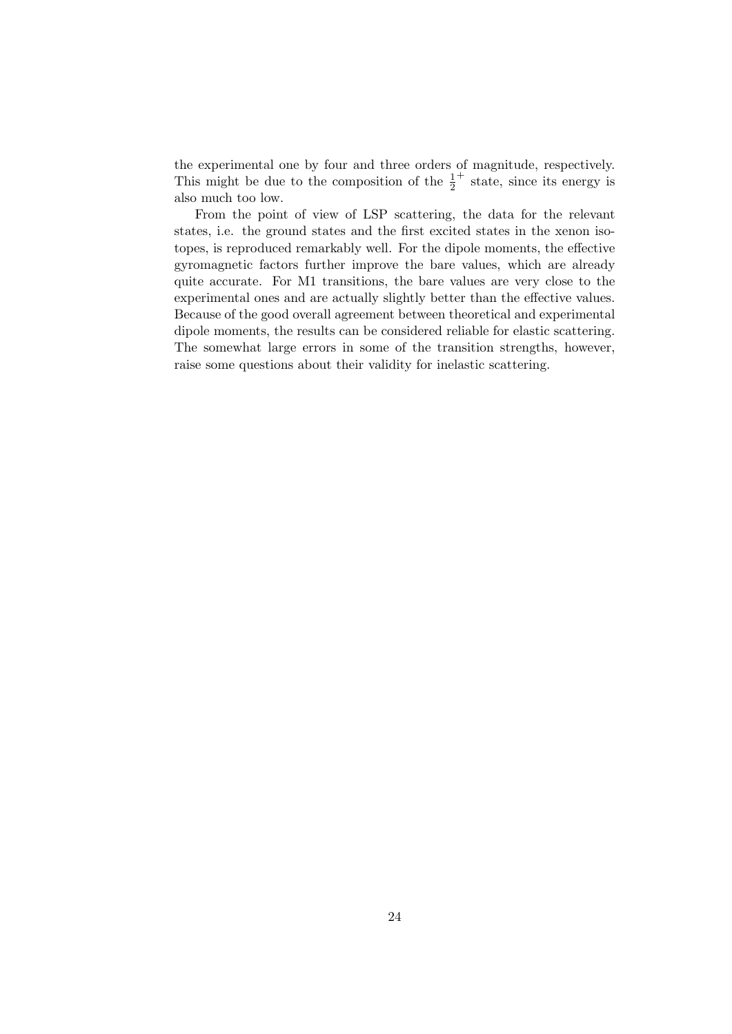the experimental one by four and three orders of magnitude, respectively. This might be due to the composition of the $\frac{1}{2}^+$ state, since its energy is also much too low.

From the point of view of LSP scattering, the data for the relevant states, i.e. the ground states and the first excited states in the xenon isotopes, is reproduced remarkably well. For the dipole moments, the effective gyromagnetic factors further improve the bare values, which are already quite accurate. For M1 transitions, the bare values are very close to the experimental ones and are actually slightly better than the effective values. Because of the good overall agreement between theoretical and experimental dipole moments, the results can be considered reliable for elastic scattering. The somewhat large errors in some of the transition strengths, however, raise some questions about their validity for inelastic scattering.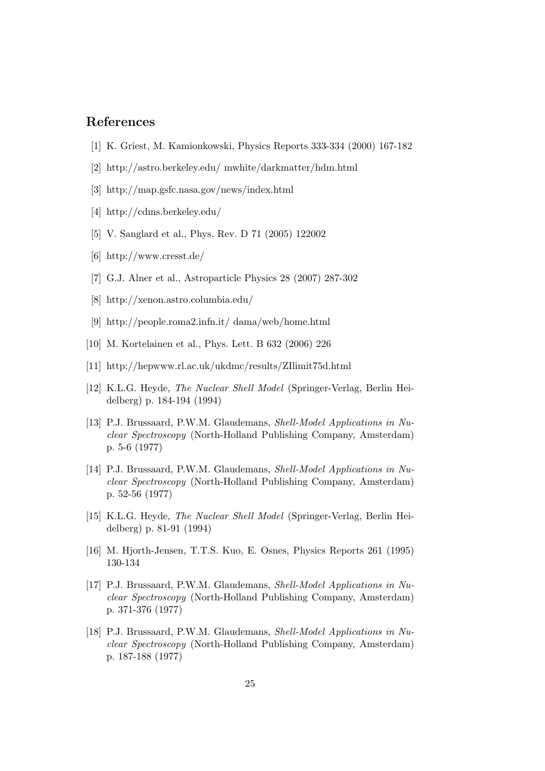## References

[1] K. Griest, M. Kamionkowski, Physics Reports 333-334 (2000) 167-182

[2] http://astro.berkeley.edu/ mwhite/darkmatter/hdm.html

[3] http://map.gsfc.nasa.gov/news/index.html

[4] http://cdms.berkeley.edu/

[5] V. Sanglard et al., Phys. Rev. D 71 (2005) 122002

[6] http://www.cresst.de/

[7] G.J. Alner et al., Astroparticle Physics 28 (2007) 287-302

[8] http://xenon.astro.columbia.edu/

[9] http://people.roma2.infn.it/ dama/web/home.html

[10] M. Kortelainen et al., Phys. Lett. B 632 (2006) 226

[11] http://hepwww.rl.ac.uk/ukdmc/results/ZIlimit75d.html

[12] K.L.G. Heyde, *The Nuclear Shell Model* (Springer-Verlag, Berlin Heidelberg) p. 184-194 (1994)

[13] P.J. Brussaard, P.W.M. Glaudemans, *Shell-Model Applications in Nuclear Spectroscopy* (North-Holland Publishing Company, Amsterdam) p. 5-6 (1977)

[14] P.J. Brussaard, P.W.M. Glaudemans, *Shell-Model Applications in Nuclear Spectroscopy* (North-Holland Publishing Company, Amsterdam) p. 52-56 (1977)

[15] K.L.G. Heyde, *The Nuclear Shell Model* (Springer-Verlag, Berlin Heidelberg) p. 81-91 (1994)

[16] M. Hjorth-Jensen, T.T.S. Kuo, E. Osnes, Physics Reports 261 (1995) 130-134

[17] P.J. Brussaard, P.W.M. Glaudemans, *Shell-Model Applications in Nuclear Spectroscopy* (North-Holland Publishing Company, Amsterdam) p. 371-376 (1977)

[18] P.J. Brussaard, P.W.M. Glaudemans, *Shell-Model Applications in Nuclear Spectroscopy* (North-Holland Publishing Company, Amsterdam) p. 187-188 (1977)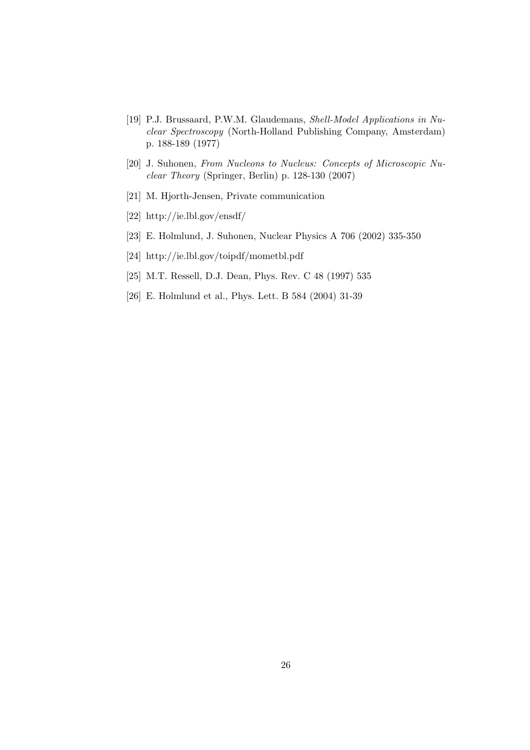[19] P.J. Brussaard, P.W.M. Glaudemans, *Shell-Model Applications in Nuclear Spectroscopy* (North-Holland Publishing Company, Amsterdam) p. 188-189 (1977)

[20] J. Suhonen, *From Nucleons to Nucleus: Concepts of Microscopic Nuclear Theory* (Springer, Berlin) p. 128-130 (2007)

[21] M. Hjorth-Jensen, Private communication

[22] http://ie.lbl.gov/ensdf/

[23] E. Holmlund, J. Suhonen, Nuclear Physics A 706 (2002) 335-350

[24] http://ie.lbl.gov/toipdf/mometbl.pdf

[25] M.T. Ressell, D.J. Dean, Phys. Rev. C 48 (1997) 535

[26] E. Holmlund et al., Phys. Lett. B 584 (2004) 31-39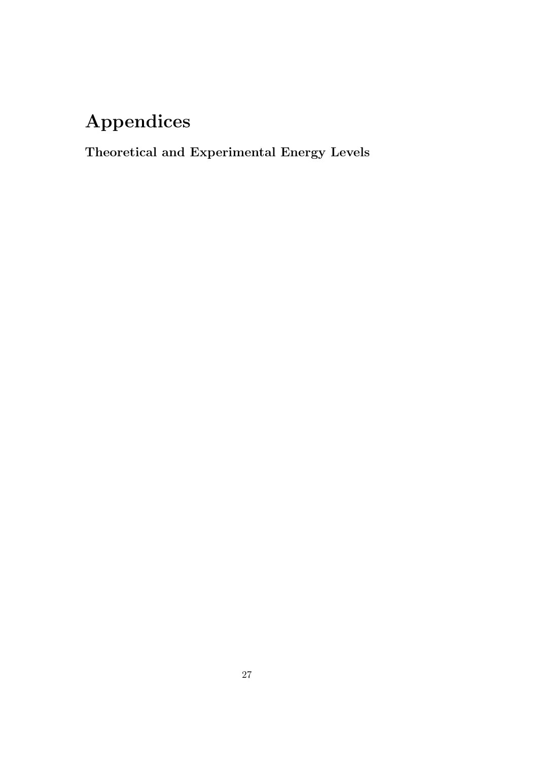# Appendices

## Theoretical and Experimental Energy Levels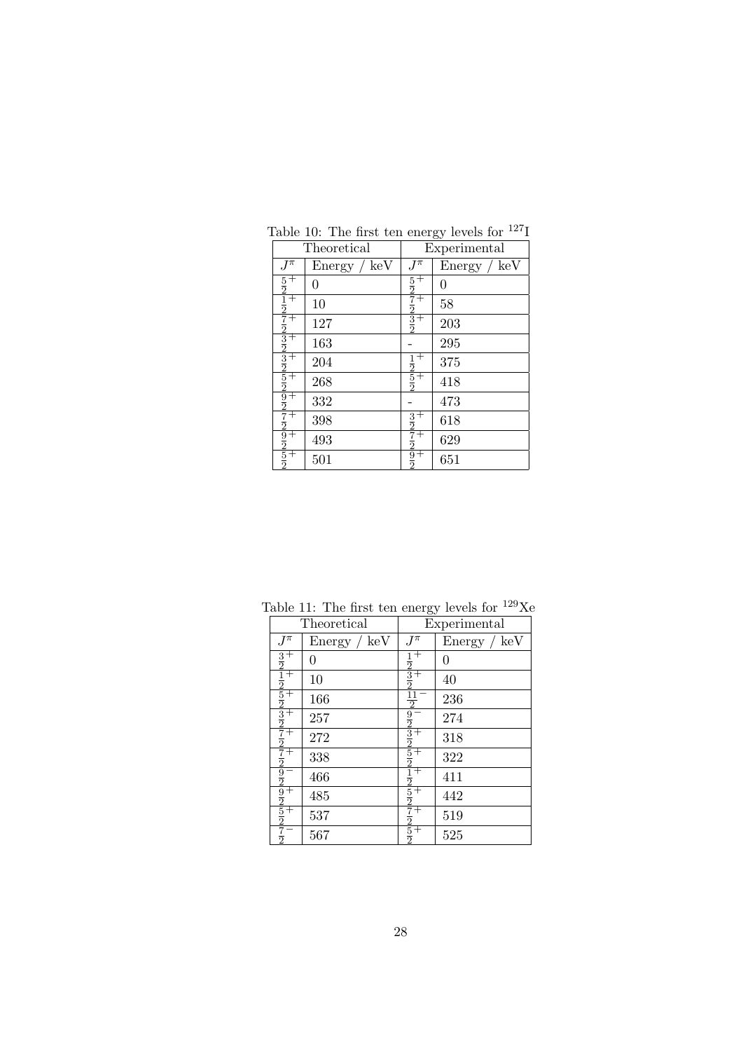Table 10: The first ten energy levels for $^{127}$I

| Theoretical | | Experimental | |
|---|---|---|---|
| $J^\pi$ | Energy / keV | $J^\pi$ | Energy / keV |
| $\frac{5}{2}^+$ | 0 | $\frac{5}{2}^+$ | 0 |
| $\frac{1}{2}^+$ | 10 | $\frac{7}{2}^+$ | 58 |
| $\frac{7}{2}^+$ | 127 | $\frac{3}{2}^+$ | 203 |
| $\frac{3}{2}^+$ | 163 | - | 295 |
| $\frac{3}{2}^+$ | 204 | $\frac{1}{2}^+$ | 375 |
| $\frac{5}{2}^+$ | 268 | $\frac{5}{2}^+$ | 418 |
| $\frac{9}{2}^+$ | 332 | - | 473 |
| $\frac{7}{2}^+$ | 398 | $\frac{3}{2}^+$ | 618 |
| $\frac{9}{2}^+$ | 493 | $\frac{7}{2}^+$ | 629 |
| $\frac{5}{2}^+$ | 501 | $\frac{9}{2}^+$ | 651 |

Table 11: The first ten energy levels for $^{129}$Xe

| Theoretical | | Experimental | |
|---|---|---|---|
| $J^\pi$ | Energy / keV | $J^\pi$ | Energy / keV |
| $\frac{3}{2}^+$ | 0 | $\frac{1}{2}^+$ | 0 |
| $\frac{1}{2}^+$ | 10 | $\frac{3}{2}^+$ | 40 |
| $\frac{5}{2}^+$ | 166 | $\frac{11}{2}^-$ | 236 |
| $\frac{3}{2}^+$ | 257 | $\frac{9}{2}^-$ | 274 |
| $\frac{7}{2}^+$ | 272 | $\frac{3}{2}^+$ | 318 |
| $\frac{7}{2}^+$ | 338 | $\frac{5}{2}^+$ | 322 |
| $\frac{9}{2}^-$ | 466 | $\frac{1}{2}^+$ | 411 |
| $\frac{9}{2}^+$ | 485 | $\frac{5}{2}^+$ | 442 |
| $\frac{5}{2}^+$ | 537 | $\frac{7}{2}^+$ | 519 |
| $\frac{7}{2}^-$ | 567 | $\frac{5}{2}^+$ | 525 |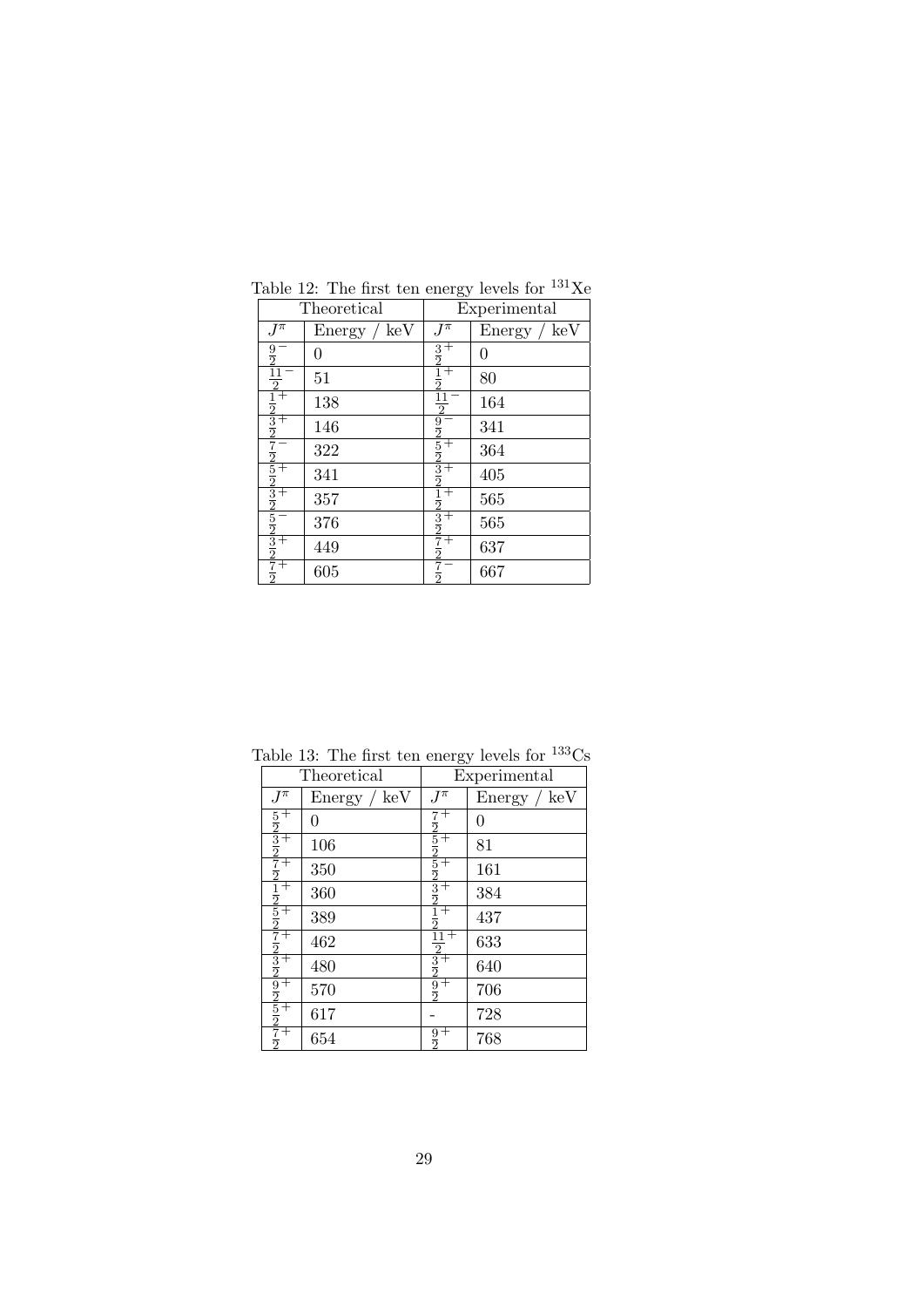Table 12: The first ten energy levels for $^{131}$Xe

| Theoretical | | Experimental | |
|---|---|---|---|
| $J^\pi$ | Energy / keV | $J^\pi$ | Energy / keV |
| $\frac{9}{2}^-$ | 0 | $\frac{3}{2}^+$ | 0 |
| $\frac{11}{2}^-$ | 51 | $\frac{1}{2}^+$ | 80 |
| $\frac{1}{2}^+$ | 138 | $\frac{11}{2}^-$ | 164 |
| $\frac{3}{2}^+$ | 146 | $\frac{9}{2}^-$ | 341 |
| $\frac{7}{2}^-$ | 322 | $\frac{5}{2}^+$ | 364 |
| $\frac{5}{2}^+$ | 341 | $\frac{3}{2}^+$ | 405 |
| $\frac{3}{2}^+$ | 357 | $\frac{1}{2}^+$ | 565 |
| $\frac{5}{2}^-$ | 376 | $\frac{3}{2}^+$ | 565 |
| $\frac{3}{2}^+$ | 449 | $\frac{7}{2}^+$ | 637 |
| $\frac{7}{2}^+$ | 605 | $\frac{7}{2}^-$ | 667 |

Table 13: The first ten energy levels for $^{133}$Cs

| Theoretical | | Experimental | |
|---|---|---|---|
| $J^\pi$ | Energy / keV | $J^\pi$ | Energy / keV |
| $\frac{5}{2}^+$ | 0 | $\frac{7}{2}^+$ | 0 |
| $\frac{3}{2}^+$ | 106 | $\frac{5}{2}^+$ | 81 |
| $\frac{7}{2}^+$ | 350 | $\frac{5}{2}^+$ | 161 |
| $\frac{1}{2}^+$ | 360 | $\frac{3}{2}^+$ | 384 |
| $\frac{5}{2}^+$ | 389 | $\frac{1}{2}^+$ | 437 |
| $\frac{7}{2}^+$ | 462 | $\frac{11}{2}^+$ | 633 |
| $\frac{3}{2}^+$ | 480 | $\frac{3}{2}^+$ | 640 |
| $\frac{9}{2}^+$ | 570 | $\frac{9}{2}^+$ | 706 |
| $\frac{5}{2}^+$ | 617 | - | 728 |
| $\frac{7}{2}^+$ | 654 | $\frac{9}{2}^+$ | 768 |